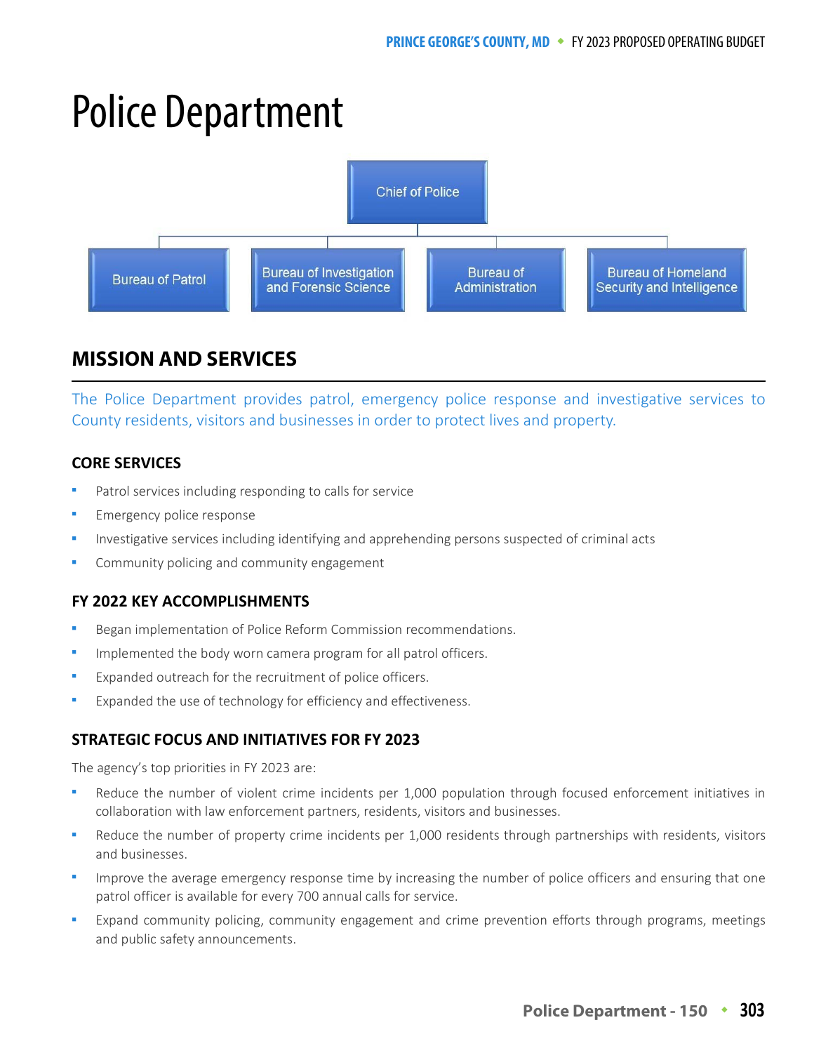# Police Department

Chief of Police

Bureau of Patrol | Bureau of Investigation and Forensic Science | Bureau of Administration | Bureau of Homeland Security and Intelligence

## MISSION AND SERVICES

The Police Department provides patrol, emergency police response and investigative services to County residents, visitors and businesses in order to protect lives and property.

### CORE SERVICES

- Patrol services including responding to calls for service
- Emergency police response
- Investigative services including identifying and apprehending persons suspected of criminal acts
- Community policing and community engagement

### FY 2022 KEY ACCOMPLISHMENTS

- Began implementation of Police Reform Commission recommendations.
- Implemented the body worn camera program for all patrol officers.
- Expanded outreach for the recruitment of police officers.
- Expanded the use of technology for efficiency and effectiveness.

### STRATEGIC FOCUS AND INITIATIVES FOR FY 2023

The agency's top priorities in FY 2023 are:

- Reduce the number of violent crime incidents per 1,000 population through focused enforcement initiatives in collaboration with law enforcement partners, residents, visitors and businesses.
- Reduce the number of property crime incidents per 1,000 residents through partnerships with residents, visitors and businesses.
- Improve the average emergency response time by increasing the number of police officers and ensuring that one patrol officer is available for every 700 annual calls for service.
- Expand community policing, community engagement and crime prevention efforts through programs, meetings and public safety announcements.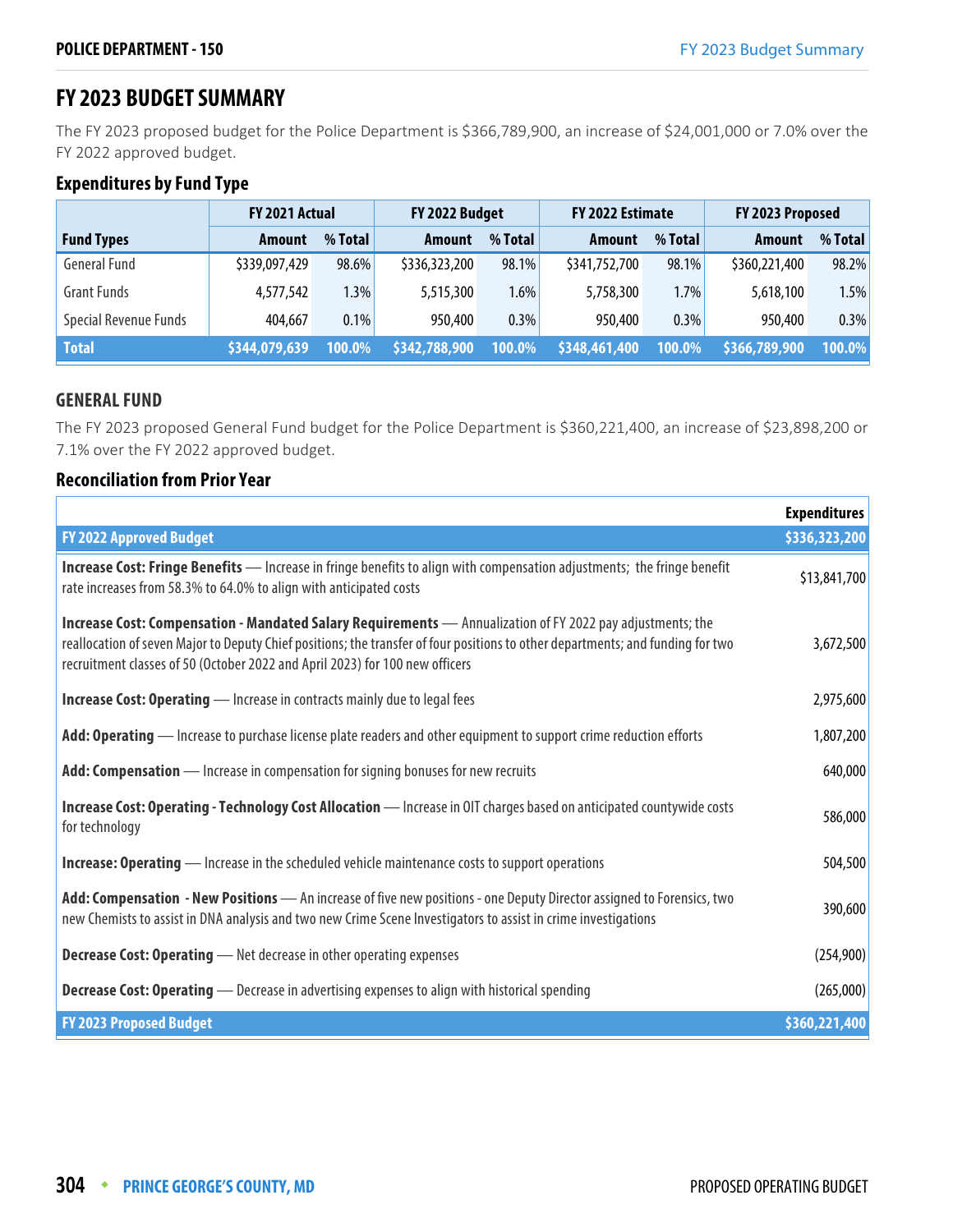# FY 2023 BUDGET SUMMARY

The FY 2023 proposed budget for the Police Department is $366,789,900, an increase of $24,001,000 or 7.0% over the FY 2022 approved budget.

### Expenditures by Fund Type

| | FY 2021 Actual | | FY 2022 Budget | | FY 2022 Estimate | | FY 2023 Proposed | |
|---|---|---|---|---|---|---|---|---|
| **Fund Types** | **Amount** | **% Total** | **Amount** | **% Total** | **Amount** | **% Total** | **Amount** | **% Total** |
| General Fund | $339,097,429 | 98.6% | $336,323,200 | 98.1% | $341,752,700 | 98.1% | $360,221,400 | 98.2% |
| Grant Funds | 4,577,542 | 1.3% | 5,515,300 | 1.6% | 5,758,300 | 1.7% | 5,618,100 | 1.5% |
| Special Revenue Funds | 404,667 | 0.1% | 950,400 | 0.3% | 950,400 | 0.3% | 950,400 | 0.3% |
| **Total** | **$344,079,639** | **100.0%** | **$342,788,900** | **100.0%** | **$348,461,400** | **100.0%** | **$366,789,900** | **100.0%** |

## GENERAL FUND

The FY 2023 proposed General Fund budget for the Police Department is $360,221,400, an increase of $23,898,200 or 7.1% over the FY 2022 approved budget.

### Reconciliation from Prior Year

| | Expenditures |
|---|---|
| **FY 2022 Approved Budget** | **$336,323,200** |
| **Increase Cost: Fringe Benefits** — Increase in fringe benefits to align with compensation adjustments; the fringe benefit rate increases from 58.3% to 64.0% to align with anticipated costs | $13,841,700 |
| **Increase Cost: Compensation - Mandated Salary Requirements** — Annualization of FY 2022 pay adjustments; the reallocation of seven Major to Deputy Chief positions; the transfer of four positions to other departments; and funding for two recruitment classes of 50 (October 2022 and April 2023) for 100 new officers | 3,672,500 |
| **Increase Cost: Operating** — Increase in contracts mainly due to legal fees | 2,975,600 |
| **Add: Operating** — Increase to purchase license plate readers and other equipment to support crime reduction efforts | 1,807,200 |
| **Add: Compensation** — Increase in compensation for signing bonuses for new recruits | 640,000 |
| **Increase Cost: Operating - Technology Cost Allocation** — Increase in OIT charges based on anticipated countywide costs for technology | 586,000 |
| **Increase: Operating** — Increase in the scheduled vehicle maintenance costs to support operations | 504,500 |
| **Add: Compensation - New Positions** — An increase of five new positions - one Deputy Director assigned to Forensics, two new Chemists to assist in DNA analysis and two new Crime Scene Investigators to assist in crime investigations | 390,600 |
| **Decrease Cost: Operating** — Net decrease in other operating expenses | (254,900) |
| **Decrease Cost: Operating** — Decrease in advertising expenses to align with historical spending | (265,000) |
| **FY 2023 Proposed Budget** | **$360,221,400** |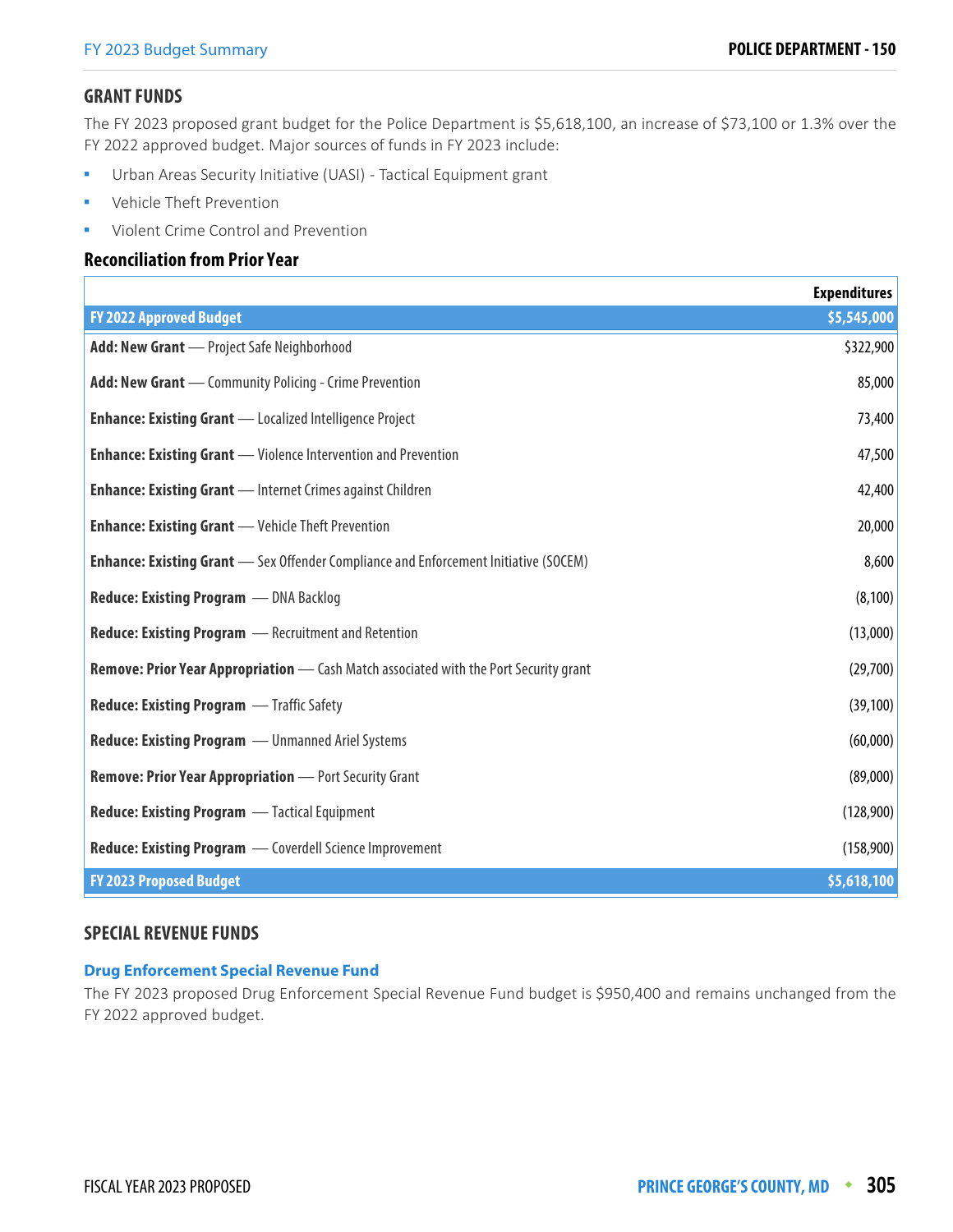## GRANT FUNDS

The FY 2023 proposed grant budget for the Police Department is $5,618,100, an increase of $73,100 or 1.3% over the FY 2022 approved budget. Major sources of funds in FY 2023 include:

- Urban Areas Security Initiative (UASI) - Tactical Equipment grant
- Vehicle Theft Prevention
- Violent Crime Control and Prevention

### Reconciliation from Prior Year

| | Expenditures |
|---|---:|
| **FY 2022 Approved Budget** | **$5,545,000** |
| **Add: New Grant** — Project Safe Neighborhood | $322,900 |
| **Add: New Grant** — Community Policing - Crime Prevention | 85,000 |
| **Enhance: Existing Grant** — Localized Intelligence Project | 73,400 |
| **Enhance: Existing Grant** — Violence Intervention and Prevention | 47,500 |
| **Enhance: Existing Grant** — Internet Crimes against Children | 42,400 |
| **Enhance: Existing Grant** — Vehicle Theft Prevention | 20,000 |
| **Enhance: Existing Grant** — Sex Offender Compliance and Enforcement Initiative (SOCEM) | 8,600 |
| **Reduce: Existing Program** — DNA Backlog | (8,100) |
| **Reduce: Existing Program** — Recruitment and Retention | (13,000) |
| **Remove: Prior Year Appropriation** — Cash Match associated with the Port Security grant | (29,700) |
| **Reduce: Existing Program** — Traffic Safety | (39,100) |
| **Reduce: Existing Program** — Unmanned Ariel Systems | (60,000) |
| **Remove: Prior Year Appropriation** — Port Security Grant | (89,000) |
| **Reduce: Existing Program** — Tactical Equipment | (128,900) |
| **Reduce: Existing Program** — Coverdell Science Improvement | (158,900) |
| **FY 2023 Proposed Budget** | **$5,618,100** |

## SPECIAL REVENUE FUNDS

### Drug Enforcement Special Revenue Fund

The FY 2023 proposed Drug Enforcement Special Revenue Fund budget is $950,400 and remains unchanged from the FY 2022 approved budget.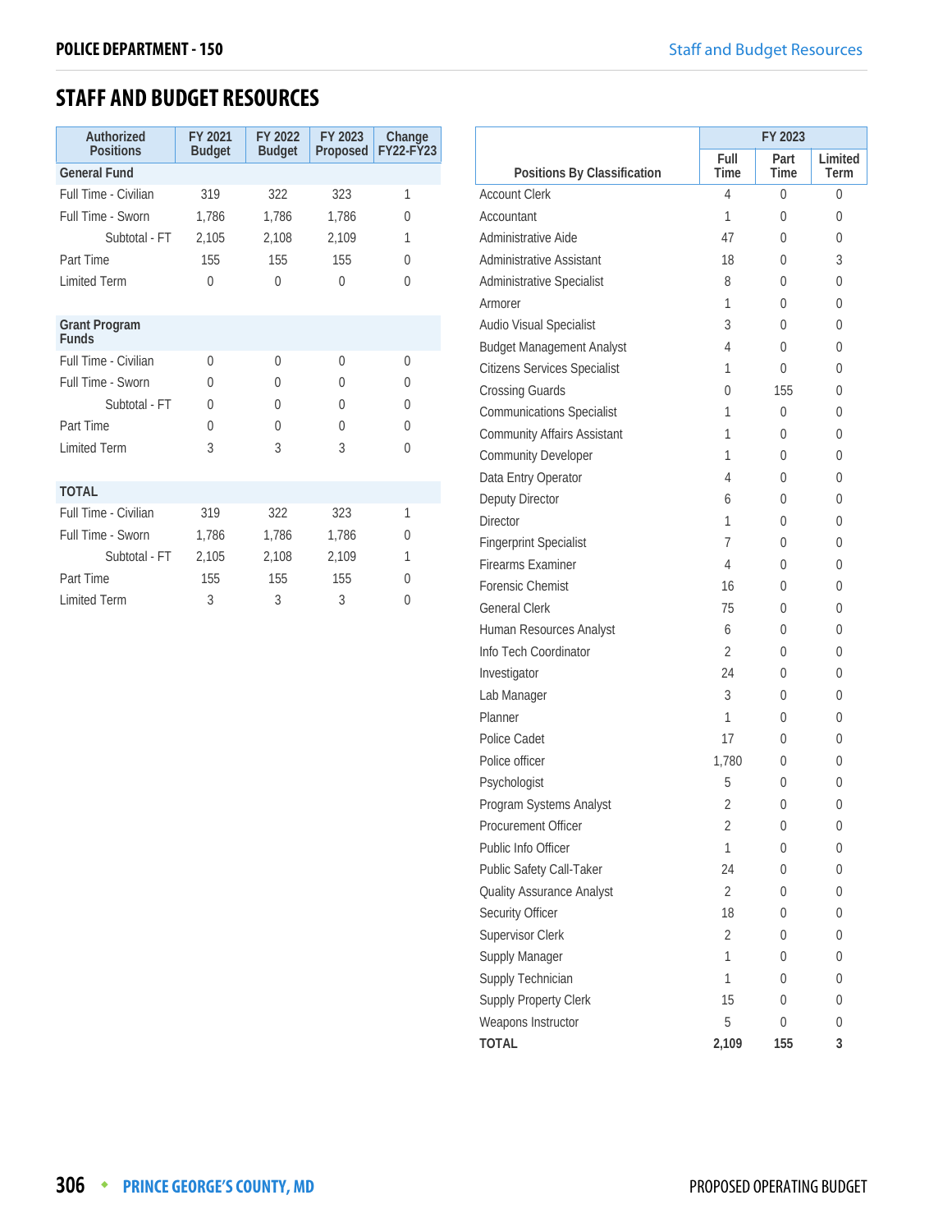# STAFF AND BUDGET RESOURCES

| Authorized Positions | FY 2021 Budget | FY 2022 Budget | FY 2023 Proposed | Change FY22-FY23 |
|---|---|---|---|---|
| **General Fund** | | | | |
| Full Time - Civilian | 319 | 322 | 323 | 1 |
| Full Time - Sworn | 1,786 | 1,786 | 1,786 | 0 |
| Subtotal - FT | 2,105 | 2,108 | 2,109 | 1 |
| Part Time | 155 | 155 | 155 | 0 |
| Limited Term | 0 | 0 | 0 | 0 |
| **Grant Program Funds** | | | | |
| Full Time - Civilian | 0 | 0 | 0 | 0 |
| Full Time - Sworn | 0 | 0 | 0 | 0 |
| Subtotal - FT | 0 | 0 | 0 | 0 |
| Part Time | 0 | 0 | 0 | 0 |
| Limited Term | 3 | 3 | 3 | 0 |
| **TOTAL** | | | | |
| Full Time - Civilian | 319 | 322 | 323 | 1 |
| Full Time - Sworn | 1,786 | 1,786 | 1,786 | 0 |
| Subtotal - FT | 2,105 | 2,108 | 2,109 | 1 |
| Part Time | 155 | 155 | 155 | 0 |
| Limited Term | 3 | 3 | 3 | 0 |

| Positions By Classification | FY 2023 | | |
|---|---|---|---|
| | Full Time | Part Time | Limited Term |
| Account Clerk | 4 | 0 | 0 |
| Accountant | 1 | 0 | 0 |
| Administrative Aide | 47 | 0 | 0 |
| Administrative Assistant | 18 | 0 | 3 |
| Administrative Specialist | 8 | 0 | 0 |
| Armorer | 1 | 0 | 0 |
| Audio Visual Specialist | 3 | 0 | 0 |
| Budget Management Analyst | 4 | 0 | 0 |
| Citizens Services Specialist | 1 | 0 | 0 |
| Crossing Guards | 0 | 155 | 0 |
| Communications Specialist | 1 | 0 | 0 |
| Community Affairs Assistant | 1 | 0 | 0 |
| Community Developer | 1 | 0 | 0 |
| Data Entry Operator | 4 | 0 | 0 |
| Deputy Director | 6 | 0 | 0 |
| Director | 1 | 0 | 0 |
| Fingerprint Specialist | 7 | 0 | 0 |
| Firearms Examiner | 4 | 0 | 0 |
| Forensic Chemist | 16 | 0 | 0 |
| General Clerk | 75 | 0 | 0 |
| Human Resources Analyst | 6 | 0 | 0 |
| Info Tech Coordinator | 2 | 0 | 0 |
| Investigator | 24 | 0 | 0 |
| Lab Manager | 3 | 0 | 0 |
| Planner | 1 | 0 | 0 |
| Police Cadet | 17 | 0 | 0 |
| Police officer | 1,780 | 0 | 0 |
| Psychologist | 5 | 0 | 0 |
| Program Systems Analyst | 2 | 0 | 0 |
| Procurement Officer | 2 | 0 | 0 |
| Public Info Officer | 1 | 0 | 0 |
| Public Safety Call-Taker | 24 | 0 | 0 |
| Quality Assurance Analyst | 2 | 0 | 0 |
| Security Officer | 18 | 0 | 0 |
| Supervisor Clerk | 2 | 0 | 0 |
| Supply Manager | 1 | 0 | 0 |
| Supply Technician | 1 | 0 | 0 |
| Supply Property Clerk | 15 | 0 | 0 |
| Weapons Instructor | 5 | 0 | 0 |
| **TOTAL** | **2,109** | **155** | **3** |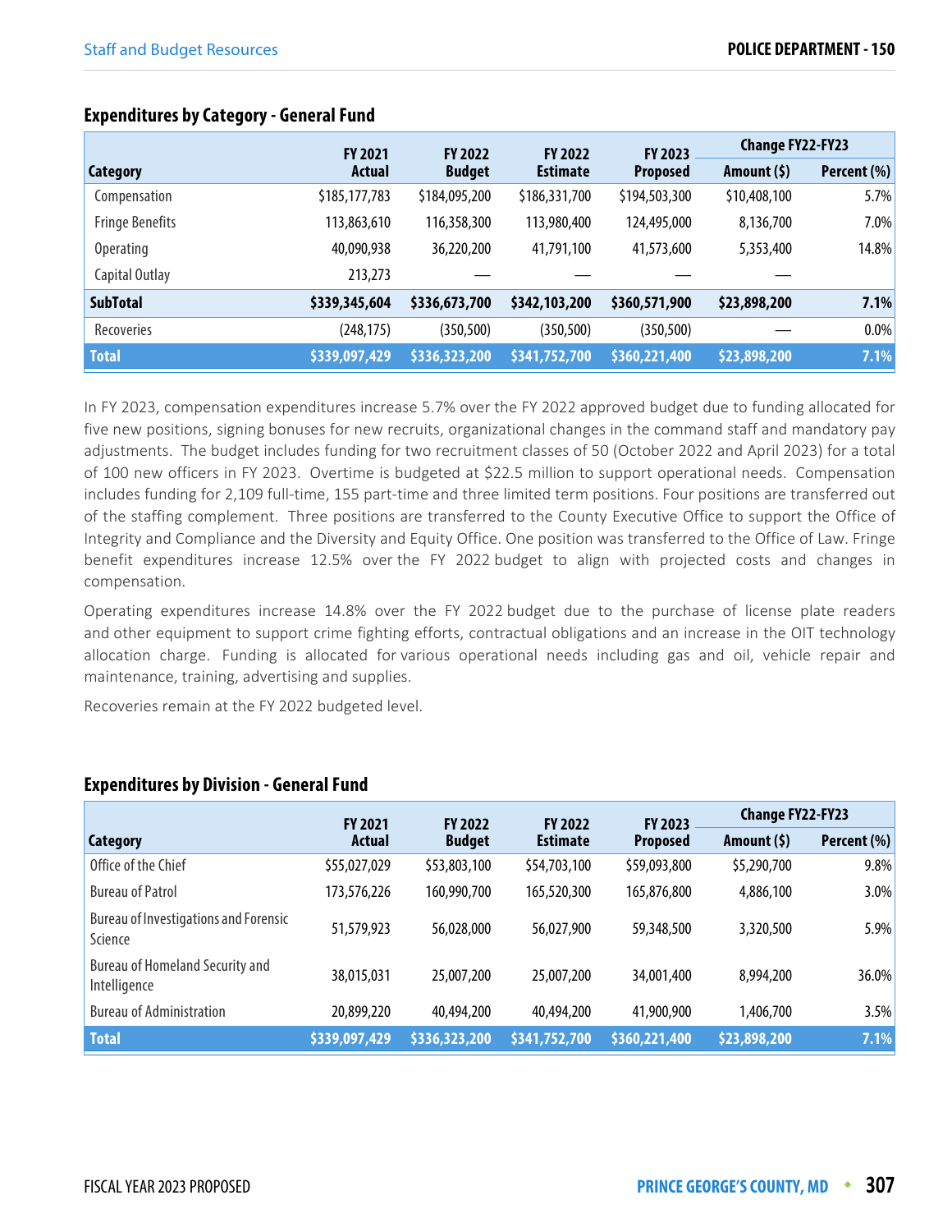## Expenditures by Category - General Fund

| Category | FY 2021 Actual | FY 2022 Budget | FY 2022 Estimate | FY 2023 Proposed | Change FY22-FY23 Amount ($) | Change FY22-FY23 Percent (%) |
|---|---|---|---|---|---|---|
| Compensation | $185,177,783 | $184,095,200 | $186,331,700 | $194,503,300 | $10,408,100 | 5.7% |
| Fringe Benefits | 113,863,610 | 116,358,300 | 113,980,400 | 124,495,000 | 8,136,700 | 7.0% |
| Operating | 40,090,938 | 36,220,200 | 41,791,100 | 41,573,600 | 5,353,400 | 14.8% |
| Capital Outlay | 213,273 | — | — | — | — | |
| **SubTotal** | **$339,345,604** | **$336,673,700** | **$342,103,200** | **$360,571,900** | **$23,898,200** | **7.1%** |
| Recoveries | (248,175) | (350,500) | (350,500) | (350,500) | — | 0.0% |
| **Total** | **$339,097,429** | **$336,323,200** | **$341,752,700** | **$360,221,400** | **$23,898,200** | **7.1%** |

In FY 2023, compensation expenditures increase 5.7% over the FY 2022 approved budget due to funding allocated for five new positions, signing bonuses for new recruits, organizational changes in the command staff and mandatory pay adjustments. The budget includes funding for two recruitment classes of 50 (October 2022 and April 2023) for a total of 100 new officers in FY 2023. Overtime is budgeted at $22.5 million to support operational needs. Compensation includes funding for 2,109 full-time, 155 part-time and three limited term positions. Four positions are transferred out of the staffing complement. Three positions are transferred to the County Executive Office to support the Office of Integrity and Compliance and the Diversity and Equity Office. One position was transferred to the Office of Law. Fringe benefit expenditures increase 12.5% over the FY 2022 budget to align with projected costs and changes in compensation.

Operating expenditures increase 14.8% over the FY 2022 budget due to the purchase of license plate readers and other equipment to support crime fighting efforts, contractual obligations and an increase in the OIT technology allocation charge. Funding is allocated for various operational needs including gas and oil, vehicle repair and maintenance, training, advertising and supplies.

Recoveries remain at the FY 2022 budgeted level.

## Expenditures by Division - General Fund

| Category | FY 2021 Actual | FY 2022 Budget | FY 2022 Estimate | FY 2023 Proposed | Change FY22-FY23 Amount ($) | Change FY22-FY23 Percent (%) |
|---|---|---|---|---|---|---|
| Office of the Chief | $55,027,029 | $53,803,100 | $54,703,100 | $59,093,800 | $5,290,700 | 9.8% |
| Bureau of Patrol | 173,576,226 | 160,990,700 | 165,520,300 | 165,876,800 | 4,886,100 | 3.0% |
| Bureau of Investigations and Forensic Science | 51,579,923 | 56,028,000 | 56,027,900 | 59,348,500 | 3,320,500 | 5.9% |
| Bureau of Homeland Security and Intelligence | 38,015,031 | 25,007,200 | 25,007,200 | 34,001,400 | 8,994,200 | 36.0% |
| Bureau of Administration | 20,899,220 | 40,494,200 | 40,494,200 | 41,900,900 | 1,406,700 | 3.5% |
| **Total** | **$339,097,429** | **$336,323,200** | **$341,752,700** | **$360,221,400** | **$23,898,200** | **7.1%** |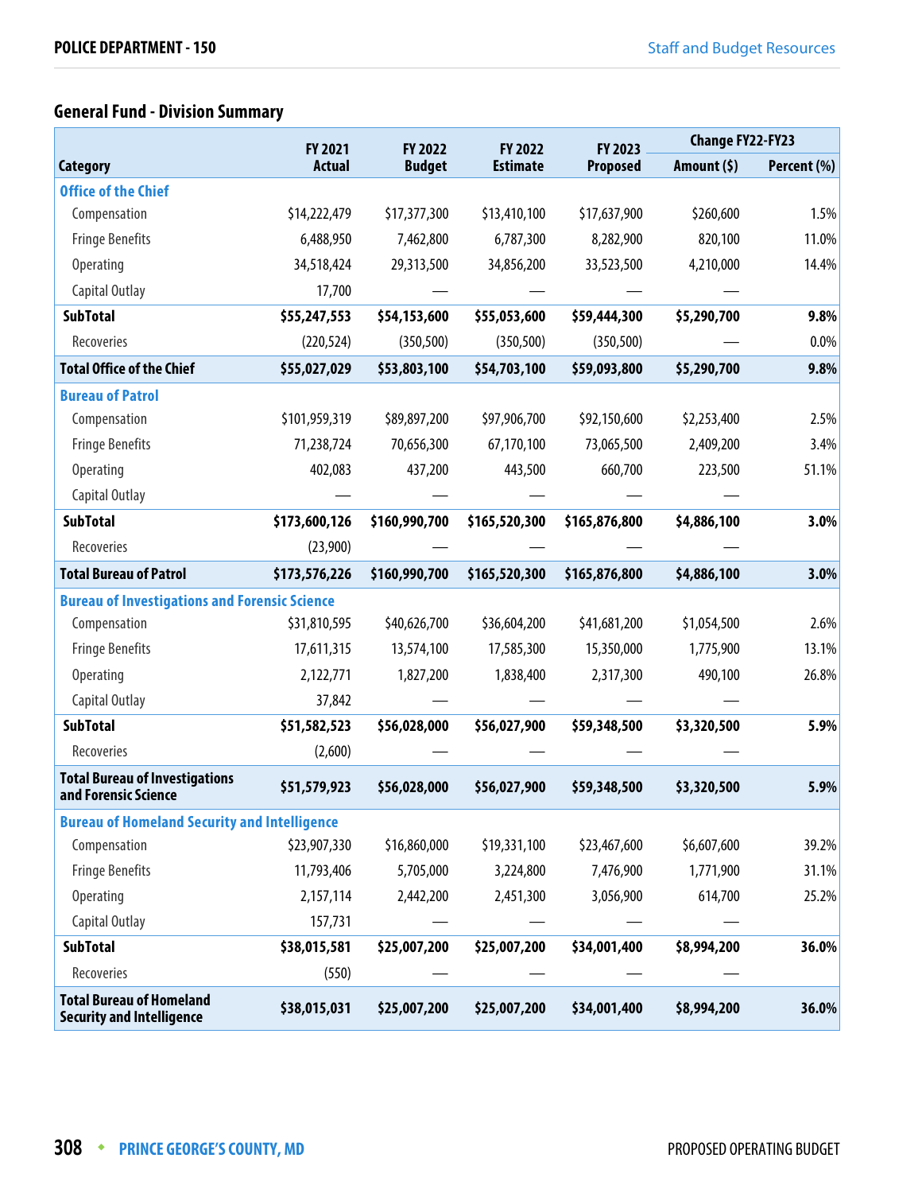## General Fund - Division Summary

| Category | FY 2021 Actual | FY 2022 Budget | FY 2022 Estimate | FY 2023 Proposed | Change FY22-FY23 | |
|---|---|---|---|---|---|---|
| | | | | | Amount ($) | Percent (%) |
| **Office of the Chief** | | | | | | |
| Compensation | $14,222,479 | $17,377,300 | $13,410,100 | $17,637,900 | $260,600 | 1.5% |
| Fringe Benefits | 6,488,950 | 7,462,800 | 6,787,300 | 8,282,900 | 820,100 | 11.0% |
| Operating | 34,518,424 | 29,313,500 | 34,856,200 | 33,523,500 | 4,210,000 | 14.4% |
| Capital Outlay | 17,700 | — | — | — | — | |
| **SubTotal** | **$55,247,553** | **$54,153,600** | **$55,053,600** | **$59,444,300** | **$5,290,700** | **9.8%** |
| Recoveries | (220,524) | (350,500) | (350,500) | (350,500) | — | 0.0% |
| **Total Office of the Chief** | **$55,027,029** | **$53,803,100** | **$54,703,100** | **$59,093,800** | **$5,290,700** | **9.8%** |
| **Bureau of Patrol** | | | | | | |
| Compensation | $101,959,319 | $89,897,200 | $97,906,700 | $92,150,600 | $2,253,400 | 2.5% |
| Fringe Benefits | 71,238,724 | 70,656,300 | 67,170,100 | 73,065,500 | 2,409,200 | 3.4% |
| Operating | 402,083 | 437,200 | 443,500 | 660,700 | 223,500 | 51.1% |
| Capital Outlay | — | — | — | — | — | |
| **SubTotal** | **$173,600,126** | **$160,990,700** | **$165,520,300** | **$165,876,800** | **$4,886,100** | **3.0%** |
| Recoveries | (23,900) | — | — | — | — | |
| **Total Bureau of Patrol** | **$173,576,226** | **$160,990,700** | **$165,520,300** | **$165,876,800** | **$4,886,100** | **3.0%** |
| **Bureau of Investigations and Forensic Science** | | | | | | |
| Compensation | $31,810,595 | $40,626,700 | $36,604,200 | $41,681,200 | $1,054,500 | 2.6% |
| Fringe Benefits | 17,611,315 | 13,574,100 | 17,585,300 | 15,350,000 | 1,775,900 | 13.1% |
| Operating | 2,122,771 | 1,827,200 | 1,838,400 | 2,317,300 | 490,100 | 26.8% |
| Capital Outlay | 37,842 | — | — | — | — | |
| **SubTotal** | **$51,582,523** | **$56,028,000** | **$56,027,900** | **$59,348,500** | **$3,320,500** | **5.9%** |
| Recoveries | (2,600) | — | — | — | — | |
| **Total Bureau of Investigations and Forensic Science** | **$51,579,923** | **$56,028,000** | **$56,027,900** | **$59,348,500** | **$3,320,500** | **5.9%** |
| **Bureau of Homeland Security and Intelligence** | | | | | | |
| Compensation | $23,907,330 | $16,860,000 | $19,331,100 | $23,467,600 | $6,607,600 | 39.2% |
| Fringe Benefits | 11,793,406 | 5,705,000 | 3,224,800 | 7,476,900 | 1,771,900 | 31.1% |
| Operating | 2,157,114 | 2,442,200 | 2,451,300 | 3,056,900 | 614,700 | 25.2% |
| Capital Outlay | 157,731 | — | — | — | — | |
| **SubTotal** | **$38,015,581** | **$25,007,200** | **$25,007,200** | **$34,001,400** | **$8,994,200** | **36.0%** |
| Recoveries | (550) | — | — | — | — | |
| **Total Bureau of Homeland Security and Intelligence** | **$38,015,031** | **$25,007,200** | **$25,007,200** | **$34,001,400** | **$8,994,200** | **36.0%** |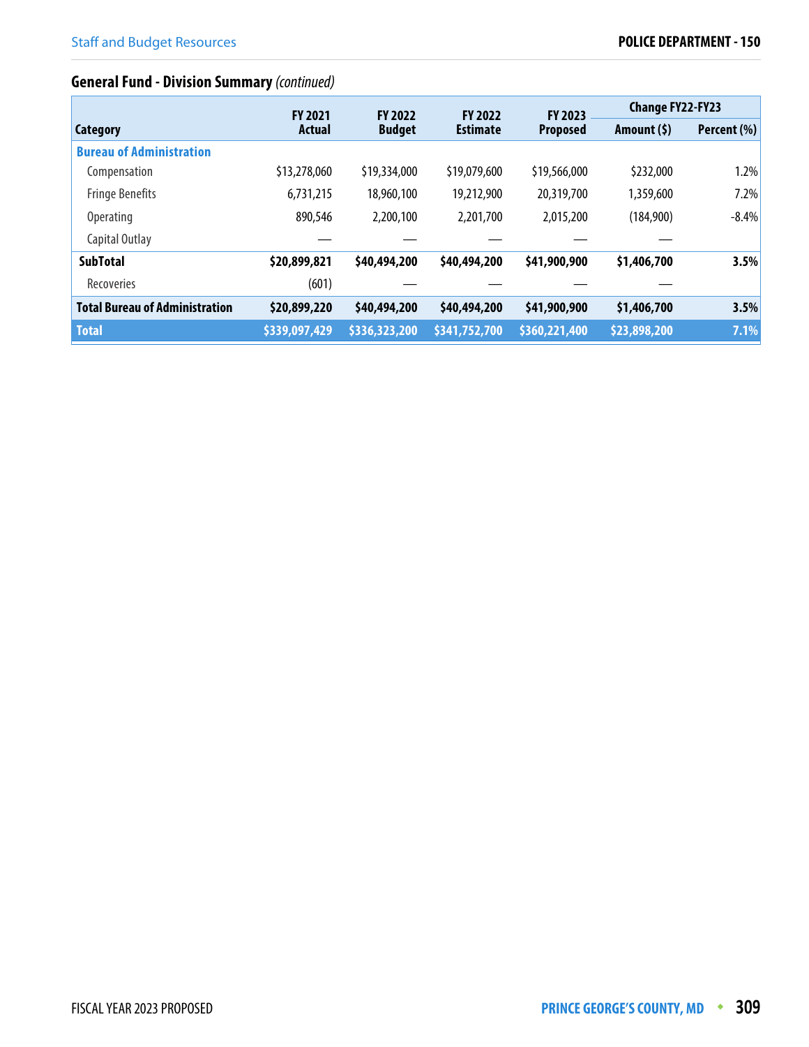## General Fund - Division Summary *(continued)*

| Category | FY 2021 Actual | FY 2022 Budget | FY 2022 Estimate | FY 2023 Proposed | Change FY22-FY23 | |
|---|---|---|---|---|---|---|
| | | | | | Amount ($) | Percent (%) |
| **Bureau of Administration** | | | | | | |
| Compensation | $13,278,060 | $19,334,000 | $19,079,600 | $19,566,000 | $232,000 | 1.2% |
| Fringe Benefits | 6,731,215 | 18,960,100 | 19,212,900 | 20,319,700 | 1,359,600 | 7.2% |
| Operating | 890,546 | 2,200,100 | 2,201,700 | 2,015,200 | (184,900) | -8.4% |
| Capital Outlay | — | — | — | — | — | |
| **SubTotal** | **$20,899,821** | **$40,494,200** | **$40,494,200** | **$41,900,900** | **$1,406,700** | **3.5%** |
| Recoveries | (601) | — | — | — | — | |
| **Total Bureau of Administration** | **$20,899,220** | **$40,494,200** | **$40,494,200** | **$41,900,900** | **$1,406,700** | **3.5%** |
| **Total** | **$339,097,429** | **$336,323,200** | **$341,752,700** | **$360,221,400** | **$23,898,200** | **7.1%** |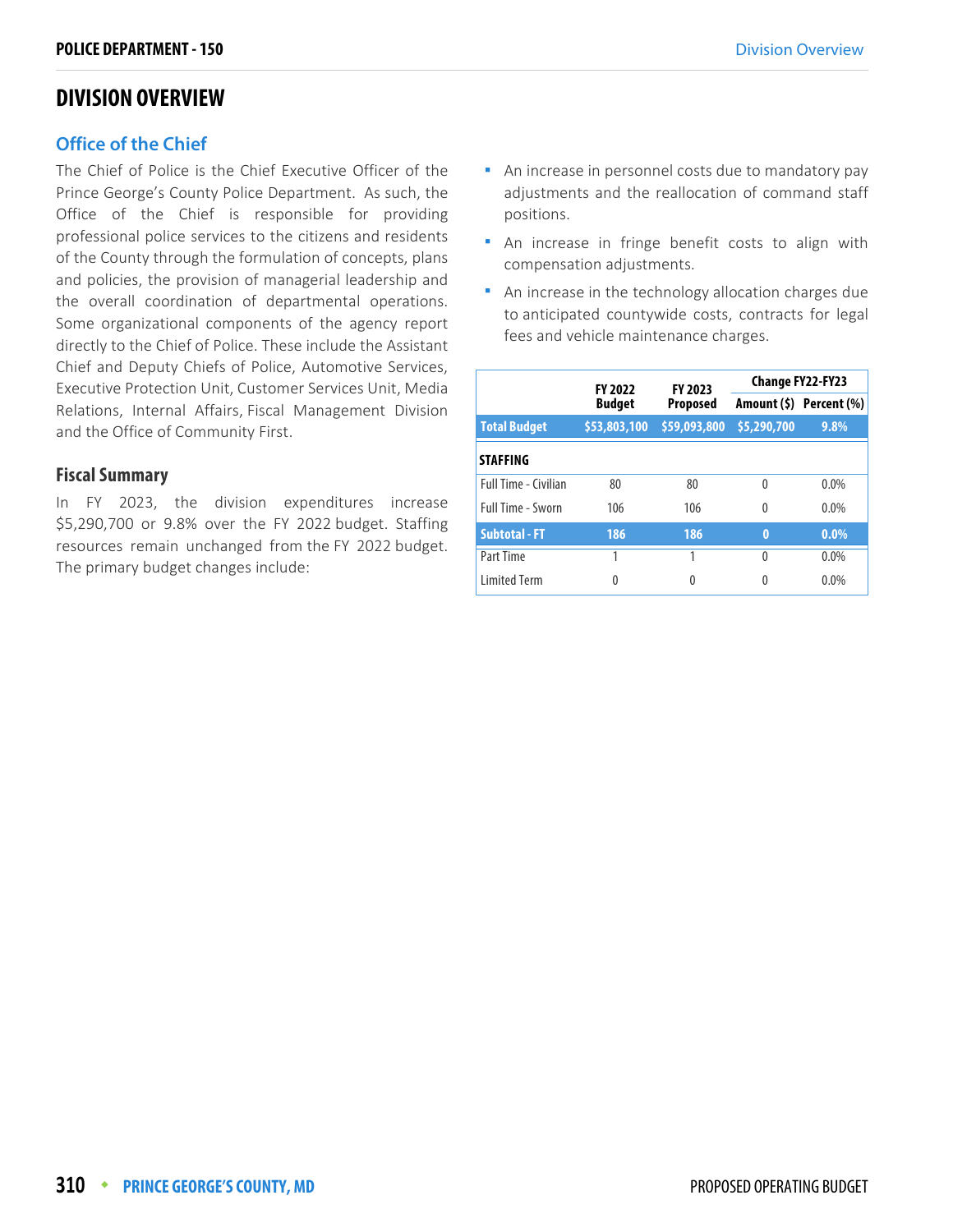# DIVISION OVERVIEW

## Office of the Chief

The Chief of Police is the Chief Executive Officer of the Prince George's County Police Department. As such, the Office of the Chief is responsible for providing professional police services to the citizens and residents of the County through the formulation of concepts, plans and policies, the provision of managerial leadership and the overall coordination of departmental operations. Some organizational components of the agency report directly to the Chief of Police. These include the Assistant Chief and Deputy Chiefs of Police, Automotive Services, Executive Protection Unit, Customer Services Unit, Media Relations, Internal Affairs, Fiscal Management Division and the Office of Community First.

### Fiscal Summary

In FY 2023, the division expenditures increase $5,290,700 or 9.8% over the FY 2022 budget. Staffing resources remain unchanged from the FY 2022 budget. The primary budget changes include:

- An increase in personnel costs due to mandatory pay adjustments and the reallocation of command staff positions.
- An increase in fringe benefit costs to align with compensation adjustments.
- An increase in the technology allocation charges due to anticipated countywide costs, contracts for legal fees and vehicle maintenance charges.

| | FY 2022 Budget | FY 2023 Proposed | Change FY22-FY23 | |
|---|---|---|---|---|
| | | | Amount ($) | Percent (%) |
| **Total Budget** | **$53,803,100** | **$59,093,800** | **$5,290,700** | **9.8%** |
| **STAFFING** | | | | |
| Full Time - Civilian | 80 | 80 | 0 | 0.0% |
| Full Time - Sworn | 106 | 106 | 0 | 0.0% |
| **Subtotal - FT** | **186** | **186** | **0** | **0.0%** |
| Part Time | 1 | 1 | 0 | 0.0% |
| Limited Term | 0 | 0 | 0 | 0.0% |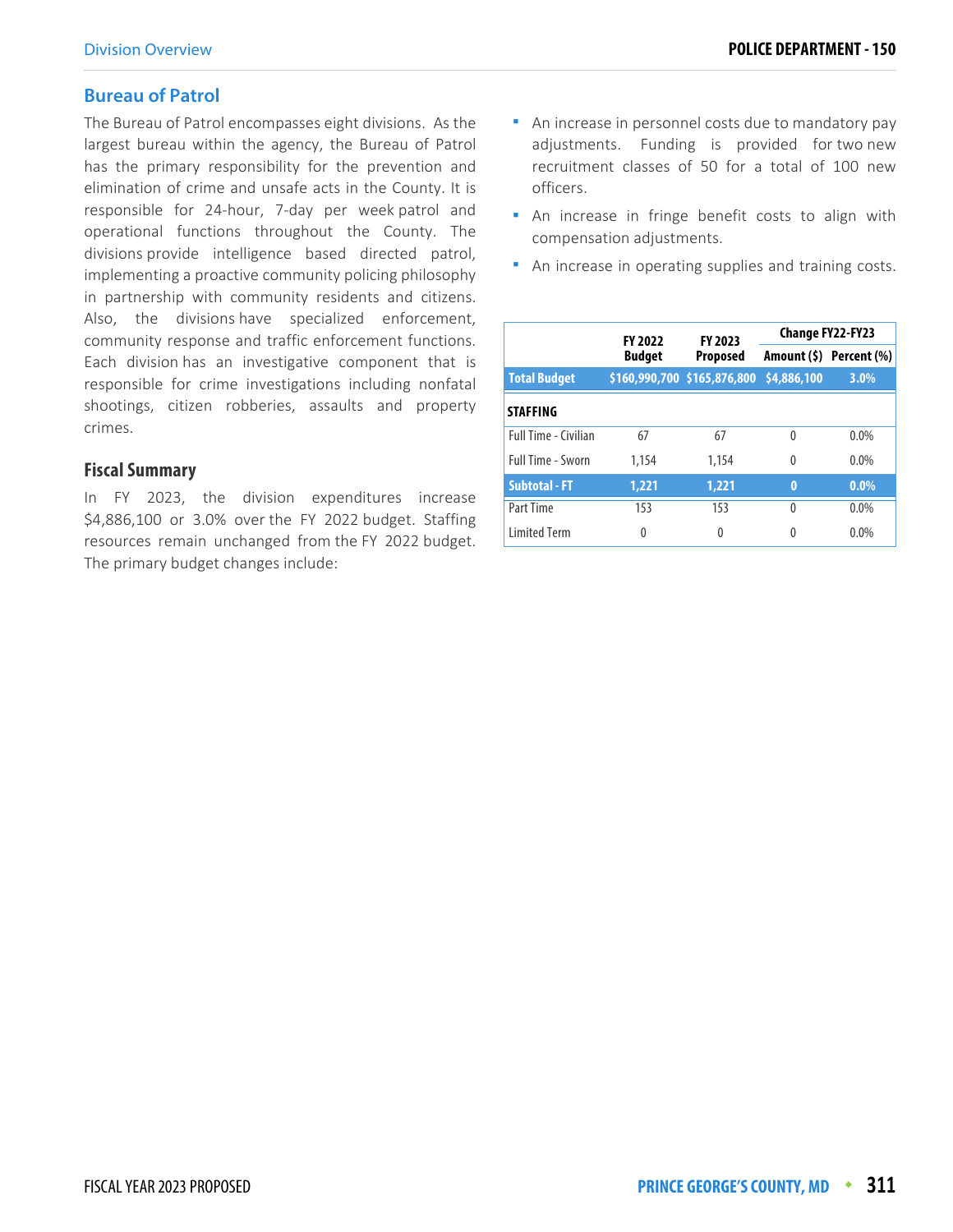## Bureau of Patrol

The Bureau of Patrol encompasses eight divisions. As the largest bureau within the agency, the Bureau of Patrol has the primary responsibility for the prevention and elimination of crime and unsafe acts in the County. It is responsible for 24-hour, 7-day per week patrol and operational functions throughout the County. The divisions provide intelligence based directed patrol, implementing a proactive community policing philosophy in partnership with community residents and citizens. Also, the divisions have specialized enforcement, community response and traffic enforcement functions. Each division has an investigative component that is responsible for crime investigations including nonfatal shootings, citizen robberies, assaults and property crimes.

### Fiscal Summary

In FY 2023, the division expenditures increase $4,886,100 or 3.0% over the FY 2022 budget. Staffing resources remain unchanged from the FY 2022 budget. The primary budget changes include:

- An increase in personnel costs due to mandatory pay adjustments. Funding is provided for two new recruitment classes of 50 for a total of 100 new officers.
- An increase in fringe benefit costs to align with compensation adjustments.
- An increase in operating supplies and training costs.

| | FY 2022 Budget | FY 2023 Proposed | Change FY22-FY23 | |
|---|---|---|---|---|
| | | | Amount ($) | Percent (%) |
| **Total Budget** | **$160,990,700** | **$165,876,800** | **$4,886,100** | **3.0%** |
| **STAFFING** | | | | |
| Full Time - Civilian | 67 | 67 | 0 | 0.0% |
| Full Time - Sworn | 1,154 | 1,154 | 0 | 0.0% |
| **Subtotal - FT** | **1,221** | **1,221** | **0** | **0.0%** |
| Part Time | 153 | 153 | 0 | 0.0% |
| Limited Term | 0 | 0 | 0 | 0.0% |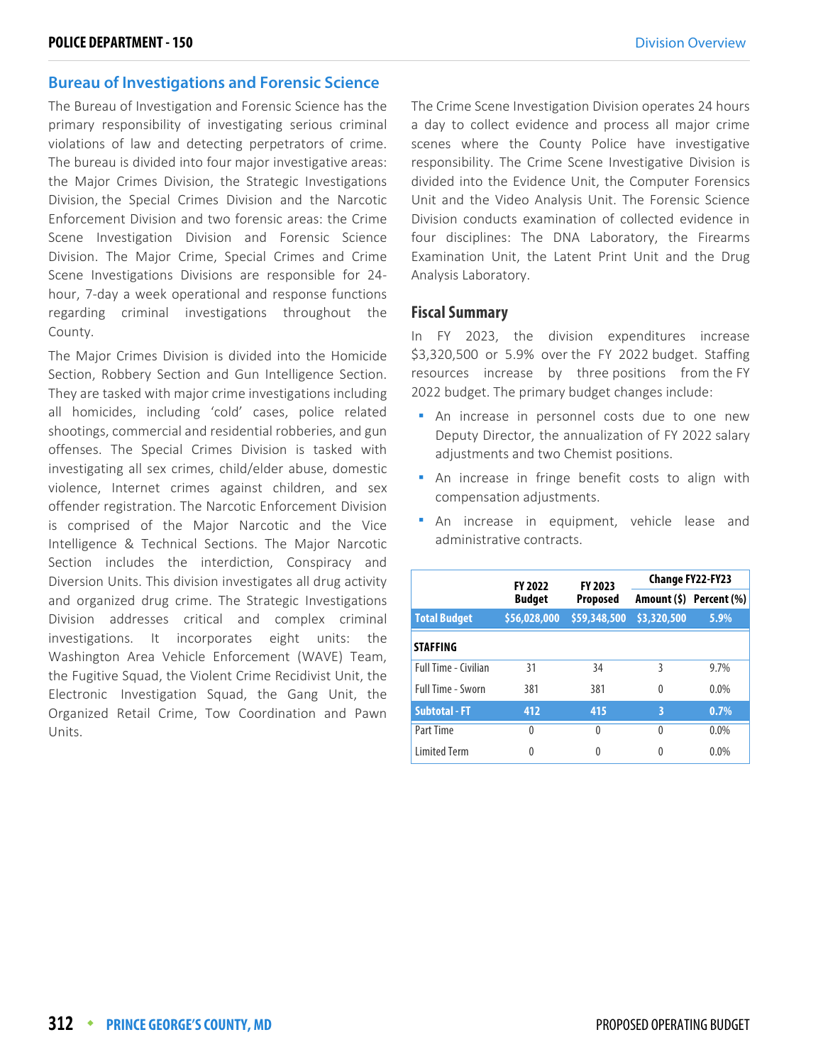## Bureau of Investigations and Forensic Science

The Bureau of Investigation and Forensic Science has the primary responsibility of investigating serious criminal violations of law and detecting perpetrators of crime. The bureau is divided into four major investigative areas: the Major Crimes Division, the Strategic Investigations Division, the Special Crimes Division and the Narcotic Enforcement Division and two forensic areas: the Crime Scene Investigation Division and Forensic Science Division. The Major Crime, Special Crimes and Crime Scene Investigations Divisions are responsible for 24-hour, 7-day a week operational and response functions regarding criminal investigations throughout the County.

The Major Crimes Division is divided into the Homicide Section, Robbery Section and Gun Intelligence Section. They are tasked with major crime investigations including all homicides, including 'cold' cases, police related shootings, commercial and residential robberies, and gun offenses. The Special Crimes Division is tasked with investigating all sex crimes, child/elder abuse, domestic violence, Internet crimes against children, and sex offender registration. The Narcotic Enforcement Division is comprised of the Major Narcotic and the Vice Intelligence & Technical Sections. The Major Narcotic Section includes the interdiction, Conspiracy and Diversion Units. This division investigates all drug activity and organized drug crime. The Strategic Investigations Division addresses critical and complex criminal investigations. It incorporates eight units: the Washington Area Vehicle Enforcement (WAVE) Team, the Fugitive Squad, the Violent Crime Recidivist Unit, the Electronic Investigation Squad, the Gang Unit, the Organized Retail Crime, Tow Coordination and Pawn Units.

The Crime Scene Investigation Division operates 24 hours a day to collect evidence and process all major crime scenes where the County Police have investigative responsibility. The Crime Scene Investigative Division is divided into the Evidence Unit, the Computer Forensics Unit and the Video Analysis Unit. The Forensic Science Division conducts examination of collected evidence in four disciplines: The DNA Laboratory, the Firearms Examination Unit, the Latent Print Unit and the Drug Analysis Laboratory.

### Fiscal Summary

In FY 2023, the division expenditures increase $3,320,500 or 5.9% over the FY 2022 budget. Staffing resources increase by three positions from the FY 2022 budget. The primary budget changes include:

- An increase in personnel costs due to one new Deputy Director, the annualization of FY 2022 salary adjustments and two Chemist positions.
- An increase in fringe benefit costs to align with compensation adjustments.
- An increase in equipment, vehicle lease and administrative contracts.

| | FY 2022 Budget | FY 2023 Proposed | Change FY22-FY23 | |
|---|---|---|---|---|
| | | | Amount ($) | Percent (%) |
| **Total Budget** | **$56,028,000** | **$59,348,500** | **$3,320,500** | **5.9%** |
| **STAFFING** | | | | |
| Full Time - Civilian | 31 | 34 | 3 | 9.7% |
| Full Time - Sworn | 381 | 381 | 0 | 0.0% |
| **Subtotal - FT** | **412** | **415** | **3** | **0.7%** |
| Part Time | 0 | 0 | 0 | 0.0% |
| Limited Term | 0 | 0 | 0 | 0.0% |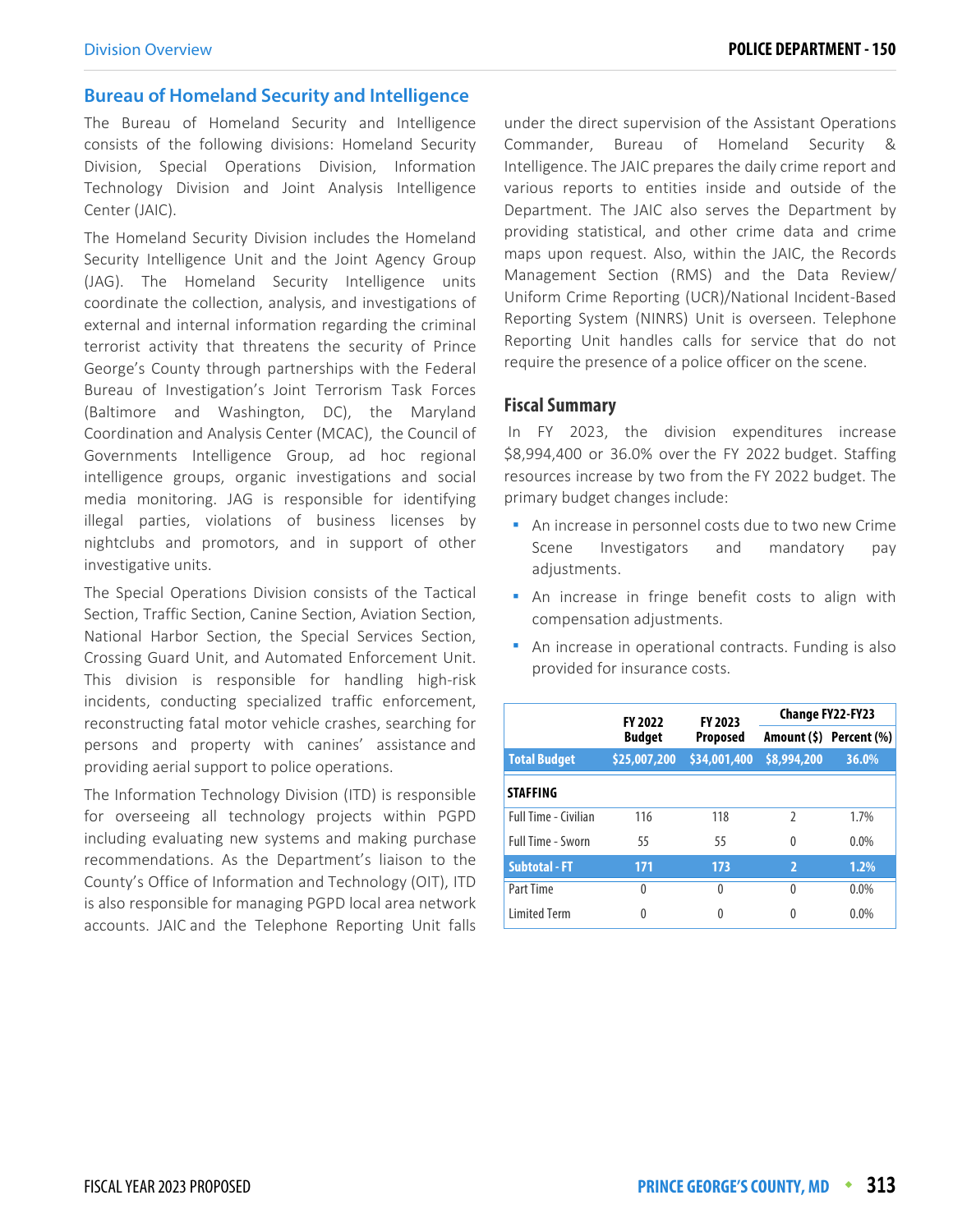## Bureau of Homeland Security and Intelligence

The Bureau of Homeland Security and Intelligence consists of the following divisions: Homeland Security Division, Special Operations Division, Information Technology Division and Joint Analysis Intelligence Center (JAIC).

The Homeland Security Division includes the Homeland Security Intelligence Unit and the Joint Agency Group (JAG). The Homeland Security Intelligence units coordinate the collection, analysis, and investigations of external and internal information regarding the criminal terrorist activity that threatens the security of Prince George's County through partnerships with the Federal Bureau of Investigation's Joint Terrorism Task Forces (Baltimore and Washington, DC), the Maryland Coordination and Analysis Center (MCAC), the Council of Governments Intelligence Group, ad hoc regional intelligence groups, organic investigations and social media monitoring. JAG is responsible for identifying illegal parties, violations of business licenses by nightclubs and promotors, and in support of other investigative units.

The Special Operations Division consists of the Tactical Section, Traffic Section, Canine Section, Aviation Section, National Harbor Section, the Special Services Section, Crossing Guard Unit, and Automated Enforcement Unit. This division is responsible for handling high-risk incidents, conducting specialized traffic enforcement, reconstructing fatal motor vehicle crashes, searching for persons and property with canines' assistance and providing aerial support to police operations.

The Information Technology Division (ITD) is responsible for overseeing all technology projects within PGPD including evaluating new systems and making purchase recommendations. As the Department's liaison to the County's Office of Information and Technology (OIT), ITD is also responsible for managing PGPD local area network accounts. JAIC and the Telephone Reporting Unit falls under the direct supervision of the Assistant Operations Commander, Bureau of Homeland Security & Intelligence. The JAIC prepares the daily crime report and various reports to entities inside and outside of the Department. The JAIC also serves the Department by providing statistical, and other crime data and crime maps upon request. Also, within the JAIC, the Records Management Section (RMS) and the Data Review/ Uniform Crime Reporting (UCR)/National Incident-Based Reporting System (NINRS) Unit is overseen. Telephone Reporting Unit handles calls for service that do not require the presence of a police officer on the scene.

### Fiscal Summary

In FY 2023, the division expenditures increase $8,994,400 or 36.0% over the FY 2022 budget. Staffing resources increase by two from the FY 2022 budget. The primary budget changes include:

- An increase in personnel costs due to two new Crime Scene Investigators and mandatory pay adjustments.
- An increase in fringe benefit costs to align with compensation adjustments.
- An increase in operational contracts. Funding is also provided for insurance costs.

| | FY 2022 Budget | FY 2023 Proposed | Change FY22-FY23 | |
|---|---|---|---|---|
| | | | Amount ($) | Percent (%) |
| **Total Budget** | **$25,007,200** | **$34,001,400** | **$8,994,200** | **36.0%** |
| **STAFFING** | | | | |
| Full Time - Civilian | 116 | 118 | 2 | 1.7% |
| Full Time - Sworn | 55 | 55 | 0 | 0.0% |
| **Subtotal - FT** | **171** | **173** | **2** | **1.2%** |
| Part Time | 0 | 0 | 0 | 0.0% |
| Limited Term | 0 | 0 | 0 | 0.0% |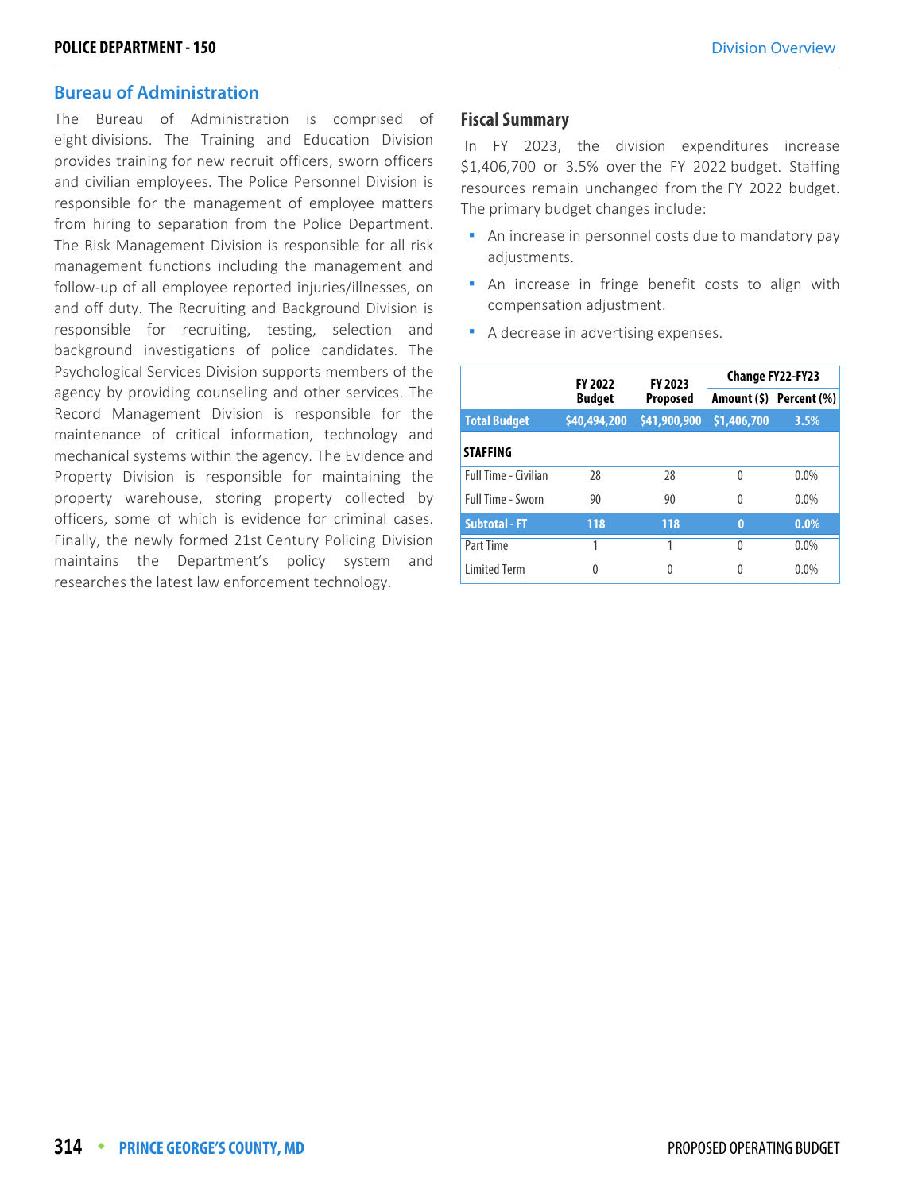## Bureau of Administration

The Bureau of Administration is comprised of eight divisions. The Training and Education Division provides training for new recruit officers, sworn officers and civilian employees. The Police Personnel Division is responsible for the management of employee matters from hiring to separation from the Police Department. The Risk Management Division is responsible for all risk management functions including the management and follow-up of all employee reported injuries/illnesses, on and off duty. The Recruiting and Background Division is responsible for recruiting, testing, selection and background investigations of police candidates. The Psychological Services Division supports members of the agency by providing counseling and other services. The Record Management Division is responsible for the maintenance of critical information, technology and mechanical systems within the agency. The Evidence and Property Division is responsible for maintaining the property warehouse, storing property collected by officers, some of which is evidence for criminal cases. Finally, the newly formed 21st Century Policing Division maintains the Department's policy system and researches the latest law enforcement technology.

### Fiscal Summary

In FY 2023, the division expenditures increase $1,406,700 or 3.5% over the FY 2022 budget. Staffing resources remain unchanged from the FY 2022 budget. The primary budget changes include:

- An increase in personnel costs due to mandatory pay adjustments.
- An increase in fringe benefit costs to align with compensation adjustment.
- A decrease in advertising expenses.

| | FY 2022 Budget | FY 2023 Proposed | Change FY22-FY23 | |
|---|---|---|---|---|
| | | | Amount ($) | Percent (%) |
| **Total Budget** | **$40,494,200** | **$41,900,900** | **$1,406,700** | **3.5%** |
| **STAFFING** | | | | |
| Full Time - Civilian | 28 | 28 | 0 | 0.0% |
| Full Time - Sworn | 90 | 90 | 0 | 0.0% |
| **Subtotal - FT** | **118** | **118** | **0** | **0.0%** |
| Part Time | 1 | 1 | 0 | 0.0% |
| Limited Term | 0 | 0 | 0 | 0.0% |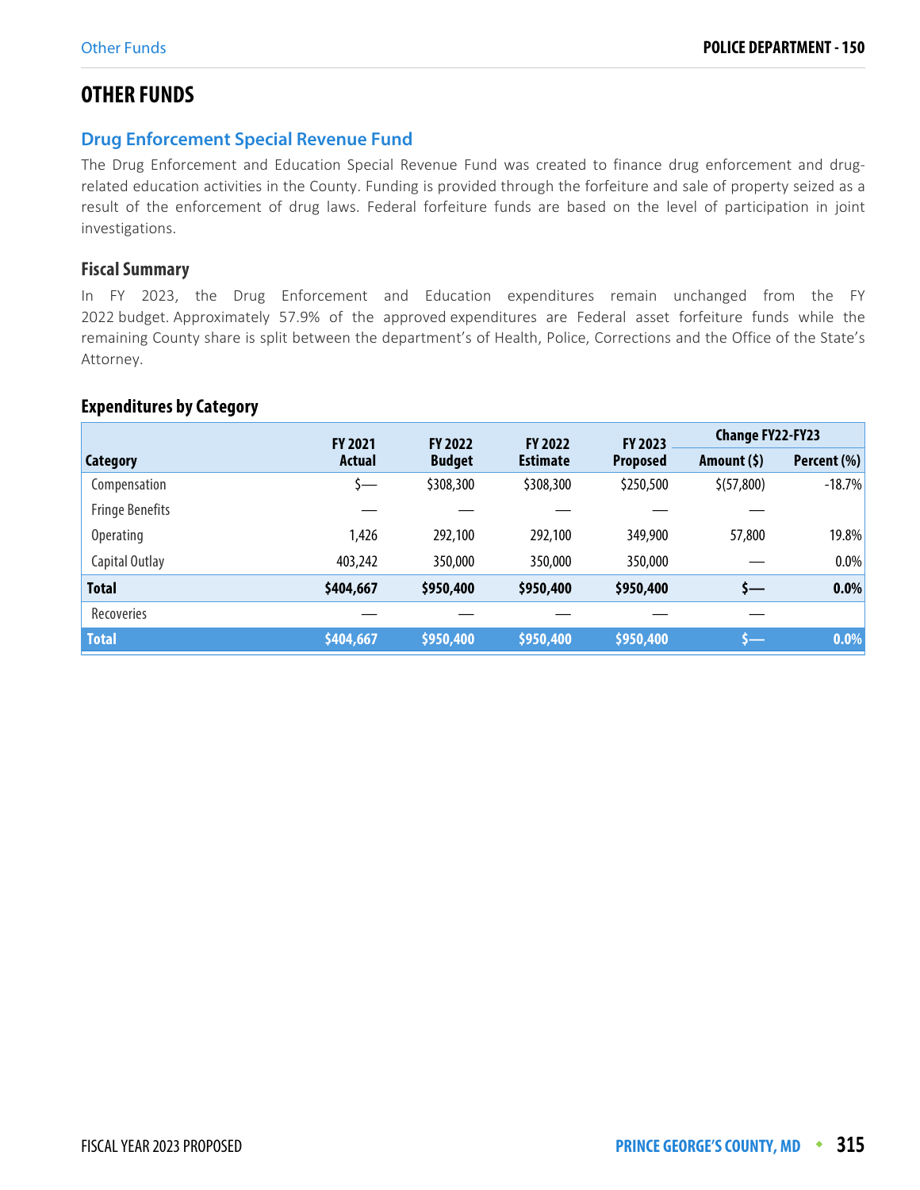# OTHER FUNDS

## Drug Enforcement Special Revenue Fund

The Drug Enforcement and Education Special Revenue Fund was created to finance drug enforcement and drug-related education activities in the County. Funding is provided through the forfeiture and sale of property seized as a result of the enforcement of drug laws. Federal forfeiture funds are based on the level of participation in joint investigations.

### Fiscal Summary

In FY 2023, the Drug Enforcement and Education expenditures remain unchanged from the FY 2022 budget. Approximately 57.9% of the approved expenditures are Federal asset forfeiture funds while the remaining County share is split between the department's of Health, Police, Corrections and the Office of the State's Attorney.

### Expenditures by Category

| Category | FY 2021 Actual | FY 2022 Budget | FY 2022 Estimate | FY 2023 Proposed | Change FY22-FY23 Amount ($) | Change FY22-FY23 Percent (%) |
|---|---|---|---|---|---|---|
| Compensation | $— | $308,300 | $308,300 | $250,500 | $(57,800) | -18.7% |
| Fringe Benefits | — | — | — | — | — | |
| Operating | 1,426 | 292,100 | 292,100 | 349,900 | 57,800 | 19.8% |
| Capital Outlay | 403,242 | 350,000 | 350,000 | 350,000 | — | 0.0% |
| **Total** | **$404,667** | **$950,400** | **$950,400** | **$950,400** | **$—** | **0.0%** |
| Recoveries | — | — | — | — | — | |
| **Total** | **$404,667** | **$950,400** | **$950,400** | **$950,400** | **$—** | **0.0%** |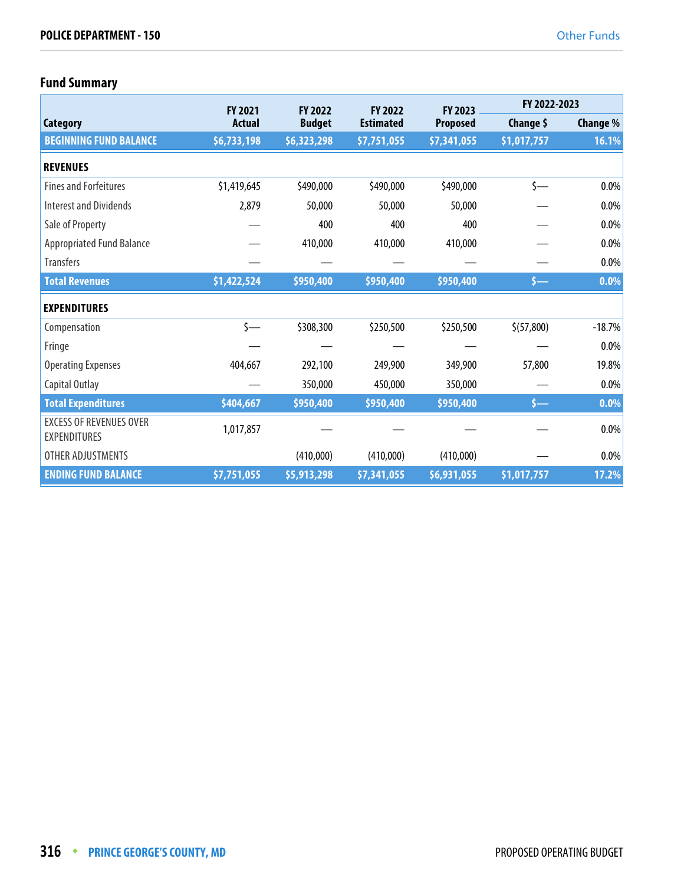## Fund Summary

| Category | FY 2021 Actual | FY 2022 Budget | FY 2022 Estimated | FY 2023 Proposed | FY 2022-2023 Change $ | FY 2022-2023 Change % |
|---|---|---|---|---|---|---|
| **BEGINNING FUND BALANCE** | **$6,733,198** | **$6,323,298** | **$7,751,055** | **$7,341,055** | **$1,017,757** | **16.1%** |
| **REVENUES** | | | | | | |
| Fines and Forfeitures | $1,419,645 | $490,000 | $490,000 | $490,000 | $— | 0.0% |
| Interest and Dividends | 2,879 | 50,000 | 50,000 | 50,000 | — | 0.0% |
| Sale of Property | — | 400 | 400 | 400 | — | 0.0% |
| Appropriated Fund Balance | — | 410,000 | 410,000 | 410,000 | — | 0.0% |
| Transfers | — | — | — | — | — | 0.0% |
| **Total Revenues** | **$1,422,524** | **$950,400** | **$950,400** | **$950,400** | **$—** | **0.0%** |
| **EXPENDITURES** | | | | | | |
| Compensation | $— | $308,300 | $250,500 | $250,500 | $(57,800) | -18.7% |
| Fringe | — | — | — | — | — | 0.0% |
| Operating Expenses | 404,667 | 292,100 | 249,900 | 349,900 | 57,800 | 19.8% |
| Capital Outlay | — | 350,000 | 450,000 | 350,000 | — | 0.0% |
| **Total Expenditures** | **$404,667** | **$950,400** | **$950,400** | **$950,400** | **$—** | **0.0%** |
| EXCESS OF REVENUES OVER EXPENDITURES | 1,017,857 | — | — | — | — | 0.0% |
| OTHER ADJUSTMENTS | | (410,000) | (410,000) | (410,000) | — | 0.0% |
| **ENDING FUND BALANCE** | **$7,751,055** | **$5,913,298** | **$7,341,055** | **$6,931,055** | **$1,017,757** | **17.2%** |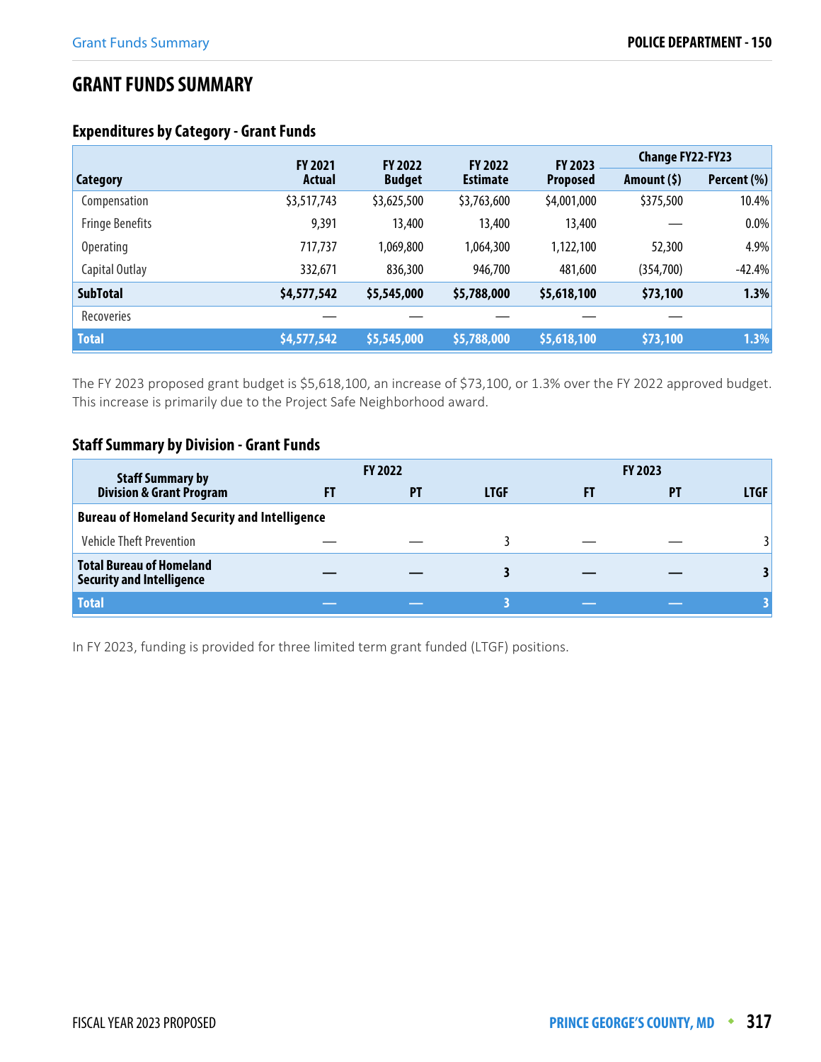# GRANT FUNDS SUMMARY

### Expenditures by Category - Grant Funds

| Category | FY 2021 Actual | FY 2022 Budget | FY 2022 Estimate | FY 2023 Proposed | Change FY22-FY23 Amount ($) | Change FY22-FY23 Percent (%) |
|---|---|---|---|---|---|---|
| Compensation | $3,517,743 | $3,625,500 | $3,763,600 | $4,001,000 | $375,500 | 10.4% |
| Fringe Benefits | 9,391 | 13,400 | 13,400 | 13,400 | — | 0.0% |
| Operating | 717,737 | 1,069,800 | 1,064,300 | 1,122,100 | 52,300 | 4.9% |
| Capital Outlay | 332,671 | 836,300 | 946,700 | 481,600 | (354,700) | -42.4% |
| **SubTotal** | **$4,577,542** | **$5,545,000** | **$5,788,000** | **$5,618,100** | **$73,100** | **1.3%** |
| Recoveries | — | — | — | — | — | |
| **Total** | **$4,577,542** | **$5,545,000** | **$5,788,000** | **$5,618,100** | **$73,100** | **1.3%** |

The FY 2023 proposed grant budget is $5,618,100, an increase of $73,100, or 1.3% over the FY 2022 approved budget. This increase is primarily due to the Project Safe Neighborhood award.

### Staff Summary by Division - Grant Funds

| Staff Summary by Division & Grant Program | FY 2022 FT | FY 2022 PT | FY 2022 LTGF | FY 2023 FT | FY 2023 PT | FY 2023 LTGF |
|---|---|---|---|---|---|---|
| **Bureau of Homeland Security and Intelligence** | | | | | | |
| Vehicle Theft Prevention | — | — | 3 | — | — | 3 |
| **Total Bureau of Homeland Security and Intelligence** | **—** | **—** | **3** | **—** | **—** | **3** |
| **Total** | **—** | **—** | **3** | **—** | **—** | **3** |

In FY 2023, funding is provided for three limited term grant funded (LTGF) positions.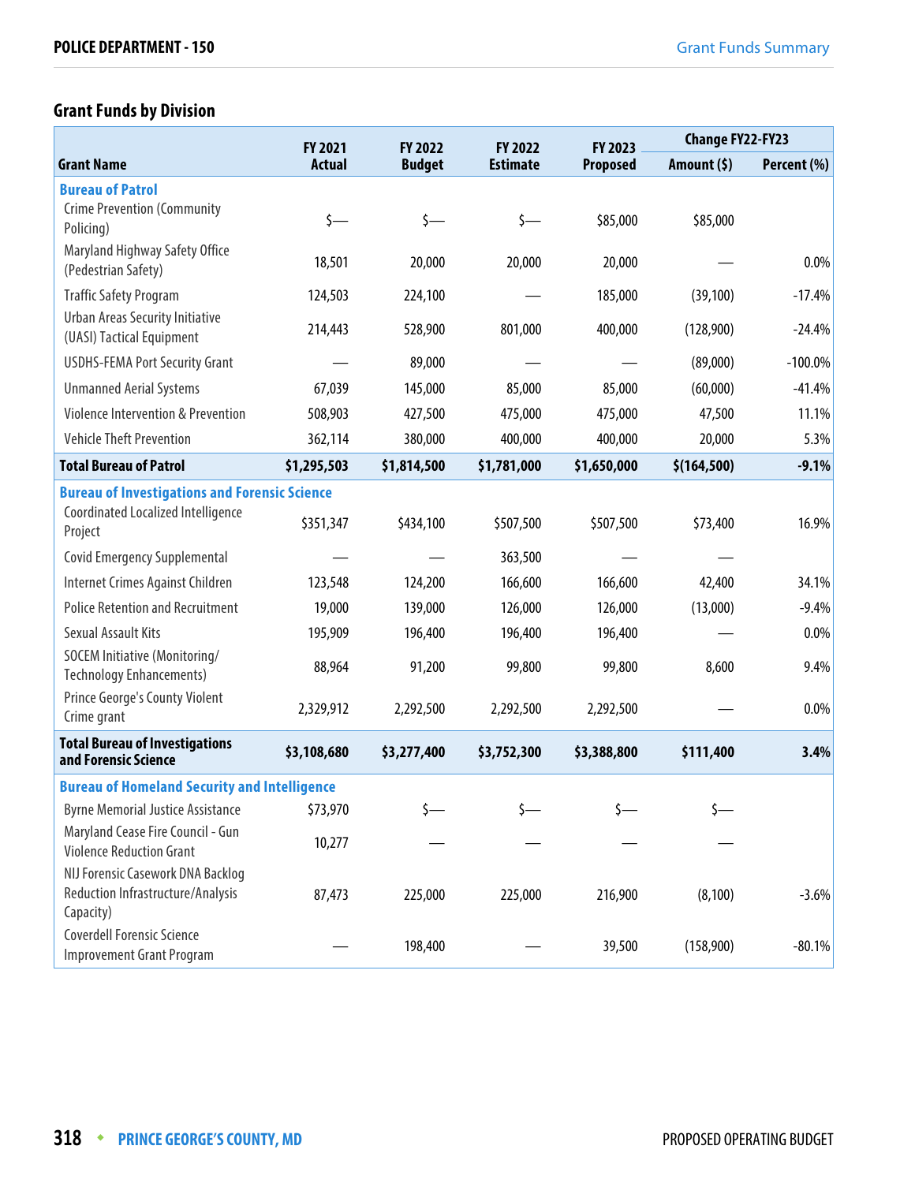## Grant Funds by Division

| Grant Name | FY 2021 Actual | FY 2022 Budget | FY 2022 Estimate | FY 2023 Proposed | Change FY22-FY23 | |
|---|---|---|---|---|---|---|
| | | | | | Amount ($) | Percent (%) |
| **Bureau of Patrol** | | | | | | |
| Crime Prevention (Community Policing) | $— | $— | $— | $85,000 | $85,000 | |
| Maryland Highway Safety Office (Pedestrian Safety) | 18,501 | 20,000 | 20,000 | 20,000 | — | 0.0% |
| Traffic Safety Program | 124,503 | 224,100 | — | 185,000 | (39,100) | -17.4% |
| Urban Areas Security Initiative (UASI) Tactical Equipment | 214,443 | 528,900 | 801,000 | 400,000 | (128,900) | -24.4% |
| USDHS-FEMA Port Security Grant | — | 89,000 | — | — | (89,000) | -100.0% |
| Unmanned Aerial Systems | 67,039 | 145,000 | 85,000 | 85,000 | (60,000) | -41.4% |
| Violence Intervention & Prevention | 508,903 | 427,500 | 475,000 | 475,000 | 47,500 | 11.1% |
| Vehicle Theft Prevention | 362,114 | 380,000 | 400,000 | 400,000 | 20,000 | 5.3% |
| **Total Bureau of Patrol** | **$1,295,503** | **$1,814,500** | **$1,781,000** | **$1,650,000** | **$(164,500)** | **-9.1%** |
| **Bureau of Investigations and Forensic Science** | | | | | | |
| Coordinated Localized Intelligence Project | $351,347 | $434,100 | $507,500 | $507,500 | $73,400 | 16.9% |
| Covid Emergency Supplemental | — | — | 363,500 | — | — | |
| Internet Crimes Against Children | 123,548 | 124,200 | 166,600 | 166,600 | 42,400 | 34.1% |
| Police Retention and Recruitment | 19,000 | 139,000 | 126,000 | 126,000 | (13,000) | -9.4% |
| Sexual Assault Kits | 195,909 | 196,400 | 196,400 | 196,400 | — | 0.0% |
| SOCEM Initiative (Monitoring/Technology Enhancements) | 88,964 | 91,200 | 99,800 | 99,800 | 8,600 | 9.4% |
| Prince George's County Violent Crime grant | 2,329,912 | 2,292,500 | 2,292,500 | 2,292,500 | — | 0.0% |
| **Total Bureau of Investigations and Forensic Science** | **$3,108,680** | **$3,277,400** | **$3,752,300** | **$3,388,800** | **$111,400** | **3.4%** |
| **Bureau of Homeland Security and Intelligence** | | | | | | |
| Byrne Memorial Justice Assistance | $73,970 | $— | $— | $— | $— | |
| Maryland Cease Fire Council - Gun Violence Reduction Grant | 10,277 | — | — | — | — | |
| NIJ Forensic Casework DNA Backlog Reduction Infrastructure/Analysis Capacity) | 87,473 | 225,000 | 225,000 | 216,900 | (8,100) | -3.6% |
| Coverdell Forensic Science Improvement Grant Program | — | 198,400 | — | 39,500 | (158,900) | -80.1% |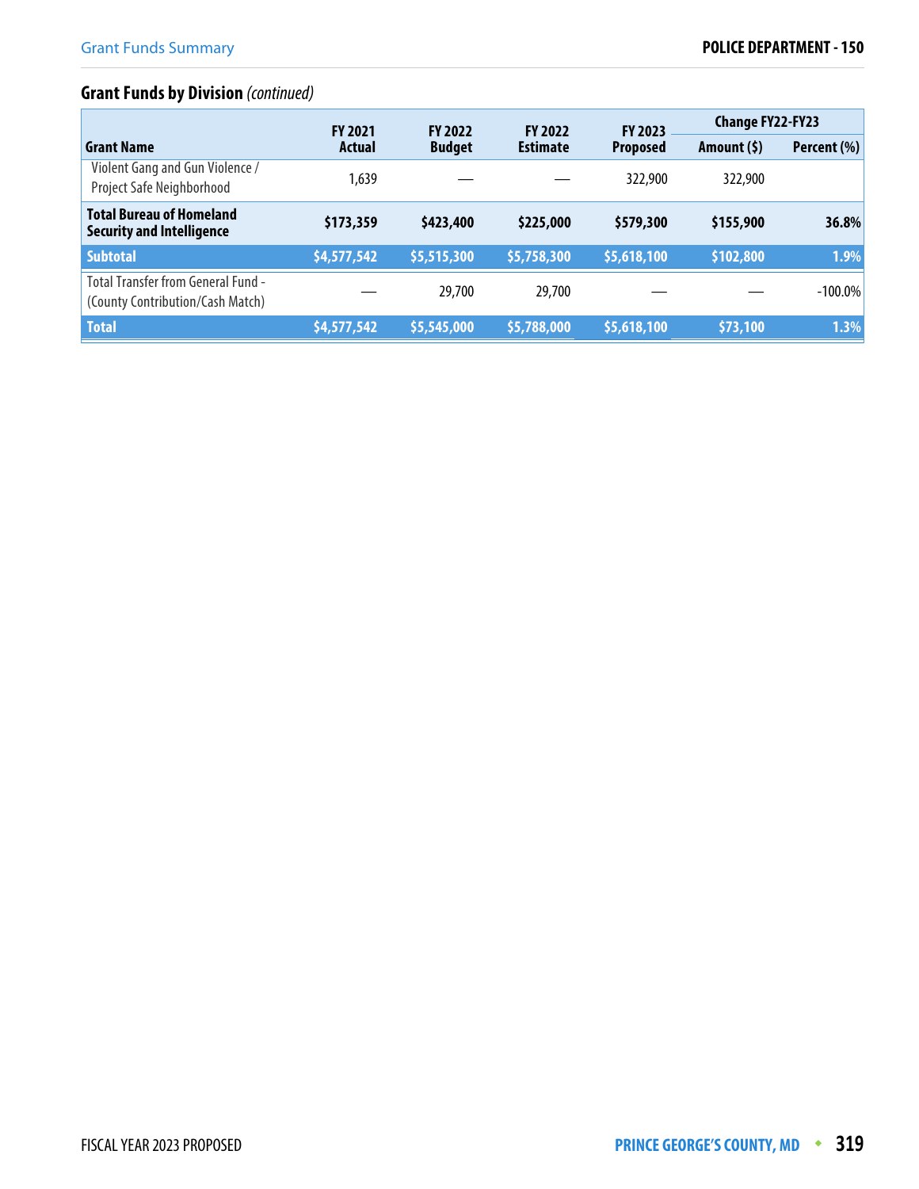## Grant Funds by Division *(continued)*

| Grant Name | FY 2021 Actual | FY 2022 Budget | FY 2022 Estimate | FY 2023 Proposed | Change FY22-FY23 | |
|---|---|---|---|---|---|---|
| | | | | | Amount ($) | Percent (%) |
| Violent Gang and Gun Violence / Project Safe Neighborhood | 1,639 | — | — | 322,900 | 322,900 | |
| **Total Bureau of Homeland Security and Intelligence** | **$173,359** | **$423,400** | **$225,000** | **$579,300** | **$155,900** | **36.8%** |
| **Subtotal** | **$4,577,542** | **$5,515,300** | **$5,758,300** | **$5,618,100** | **$102,800** | **1.9%** |
| Total Transfer from General Fund - (County Contribution/Cash Match) | — | 29,700 | 29,700 | — | — | -100.0% |
| **Total** | **$4,577,542** | **$5,545,000** | **$5,788,000** | **$5,618,100** | **$73,100** | **1.3%** |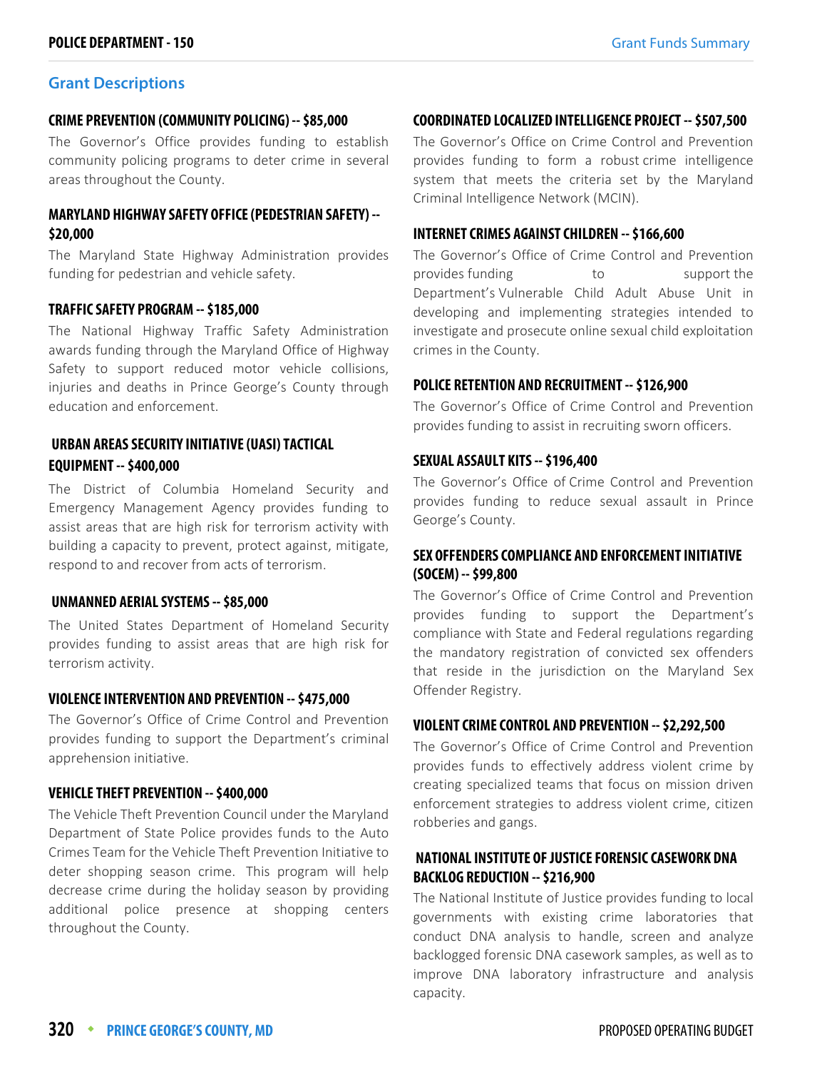## Grant Descriptions

### CRIME PREVENTION (COMMUNITY POLICING) -- $85,000

The Governor's Office provides funding to establish community policing programs to deter crime in several areas throughout the County.

### MARYLAND HIGHWAY SAFETY OFFICE (PEDESTRIAN SAFETY) -- $20,000

The Maryland State Highway Administration provides funding for pedestrian and vehicle safety.

### TRAFFIC SAFETY PROGRAM -- $185,000

The National Highway Traffic Safety Administration awards funding through the Maryland Office of Highway Safety to support reduced motor vehicle collisions, injuries and deaths in Prince George's County through education and enforcement.

### URBAN AREAS SECURITY INITIATIVE (UASI) TACTICAL EQUIPMENT -- $400,000

The District of Columbia Homeland Security and Emergency Management Agency provides funding to assist areas that are high risk for terrorism activity with building a capacity to prevent, protect against, mitigate, respond to and recover from acts of terrorism.

### UNMANNED AERIAL SYSTEMS -- $85,000

The United States Department of Homeland Security provides funding to assist areas that are high risk for terrorism activity.

### VIOLENCE INTERVENTION AND PREVENTION -- $475,000

The Governor's Office of Crime Control and Prevention provides funding to support the Department's criminal apprehension initiative.

### VEHICLE THEFT PREVENTION -- $400,000

The Vehicle Theft Prevention Council under the Maryland Department of State Police provides funds to the Auto Crimes Team for the Vehicle Theft Prevention Initiative to deter shopping season crime. This program will help decrease crime during the holiday season by providing additional police presence at shopping centers throughout the County.

### COORDINATED LOCALIZED INTELLIGENCE PROJECT -- $507,500

The Governor's Office on Crime Control and Prevention provides funding to form a robust crime intelligence system that meets the criteria set by the Maryland Criminal Intelligence Network (MCIN).

### INTERNET CRIMES AGAINST CHILDREN -- $166,600

The Governor's Office of Crime Control and Prevention provides funding to support the Department's Vulnerable Child Adult Abuse Unit in developing and implementing strategies intended to investigate and prosecute online sexual child exploitation crimes in the County.

### POLICE RETENTION AND RECRUITMENT -- $126,900

The Governor's Office of Crime Control and Prevention provides funding to assist in recruiting sworn officers.

### SEXUAL ASSAULT KITS -- $196,400

The Governor's Office of Crime Control and Prevention provides funding to reduce sexual assault in Prince George's County.

### SEX OFFENDERS COMPLIANCE AND ENFORCEMENT INITIATIVE (SOCEM) -- $99,800

The Governor's Office of Crime Control and Prevention provides funding to support the Department's compliance with State and Federal regulations regarding the mandatory registration of convicted sex offenders that reside in the jurisdiction on the Maryland Sex Offender Registry.

### VIOLENT CRIME CONTROL AND PREVENTION -- $2,292,500

The Governor's Office of Crime Control and Prevention provides funds to effectively address violent crime by creating specialized teams that focus on mission driven enforcement strategies to address violent crime, citizen robberies and gangs.

### NATIONAL INSTITUTE OF JUSTICE FORENSIC CASEWORK DNA BACKLOG REDUCTION -- $216,900

The National Institute of Justice provides funding to local governments with existing crime laboratories that conduct DNA analysis to handle, screen and analyze backlogged forensic DNA casework samples, as well as to improve DNA laboratory infrastructure and analysis capacity.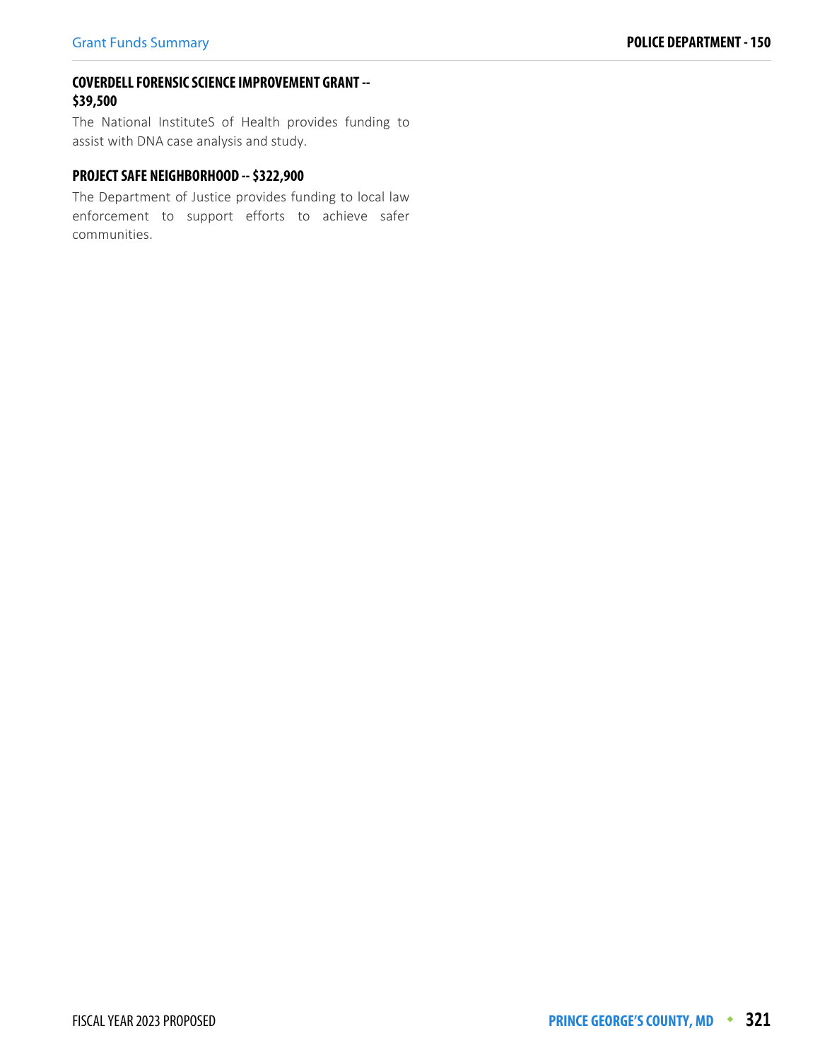### COVERDELL FORENSIC SCIENCE IMPROVEMENT GRANT -- $39,500

The National InstituteS of Health provides funding to assist with DNA case analysis and study.

### PROJECT SAFE NEIGHBORHOOD -- $322,900

The Department of Justice provides funding to local law enforcement to support efforts to achieve safer communities.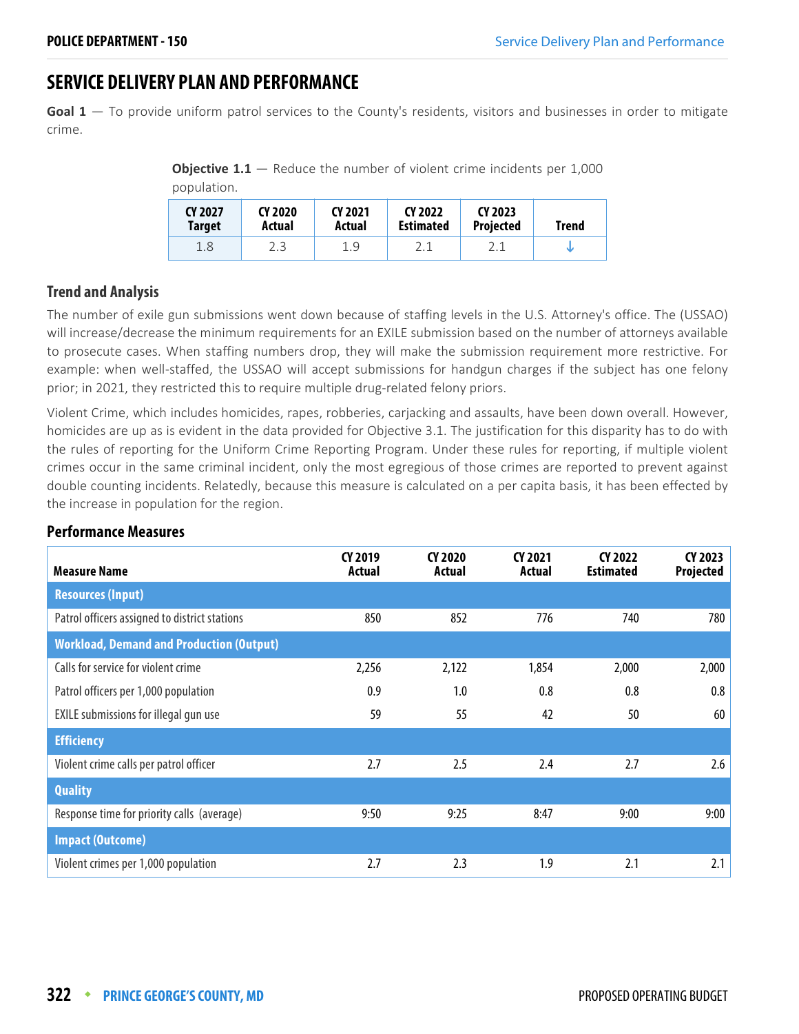## SERVICE DELIVERY PLAN AND PERFORMANCE

**Goal 1** — To provide uniform patrol services to the County's residents, visitors and businesses in order to mitigate crime.

**Objective 1.1** — Reduce the number of violent crime incidents per 1,000 population.

| CY 2027 Target | CY 2020 Actual | CY 2021 Actual | CY 2022 Estimated | CY 2023 Projected | Trend |
|---|---|---|---|---|---|
| 1.8 | 2.3 | 1.9 | 2.1 | 2.1 | ↓ |

### Trend and Analysis

The number of exile gun submissions went down because of staffing levels in the U.S. Attorney's office. The (USSAO) will increase/decrease the minimum requirements for an EXILE submission based on the number of attorneys available to prosecute cases. When staffing numbers drop, they will make the submission requirement more restrictive. For example: when well-staffed, the USSAO will accept submissions for handgun charges if the subject has one felony prior; in 2021, they restricted this to require multiple drug-related felony priors.

Violent Crime, which includes homicides, rapes, robberies, carjacking and assaults, have been down overall. However, homicides are up as is evident in the data provided for Objective 3.1. The justification for this disparity has to do with the rules of reporting for the Uniform Crime Reporting Program. Under these rules for reporting, if multiple violent crimes occur in the same criminal incident, only the most egregious of those crimes are reported to prevent against double counting incidents. Relatedly, because this measure is calculated on a per capita basis, it has been effected by the increase in population for the region.

### Performance Measures

| Measure Name | CY 2019 Actual | CY 2020 Actual | CY 2021 Actual | CY 2022 Estimated | CY 2023 Projected |
|---|---|---|---|---|---|
| **Resources (Input)** | | | | | |
| Patrol officers assigned to district stations | 850 | 852 | 776 | 740 | 780 |
| **Workload, Demand and Production (Output)** | | | | | |
| Calls for service for violent crime | 2,256 | 2,122 | 1,854 | 2,000 | 2,000 |
| Patrol officers per 1,000 population | 0.9 | 1.0 | 0.8 | 0.8 | 0.8 |
| EXILE submissions for illegal gun use | 59 | 55 | 42 | 50 | 60 |
| **Efficiency** | | | | | |
| Violent crime calls per patrol officer | 2.7 | 2.5 | 2.4 | 2.7 | 2.6 |
| **Quality** | | | | | |
| Response time for priority calls (average) | 9:50 | 9:25 | 8:47 | 9:00 | 9:00 |
| **Impact (Outcome)** | | | | | |
| Violent crimes per 1,000 population | 2.7 | 2.3 | 1.9 | 2.1 | 2.1 |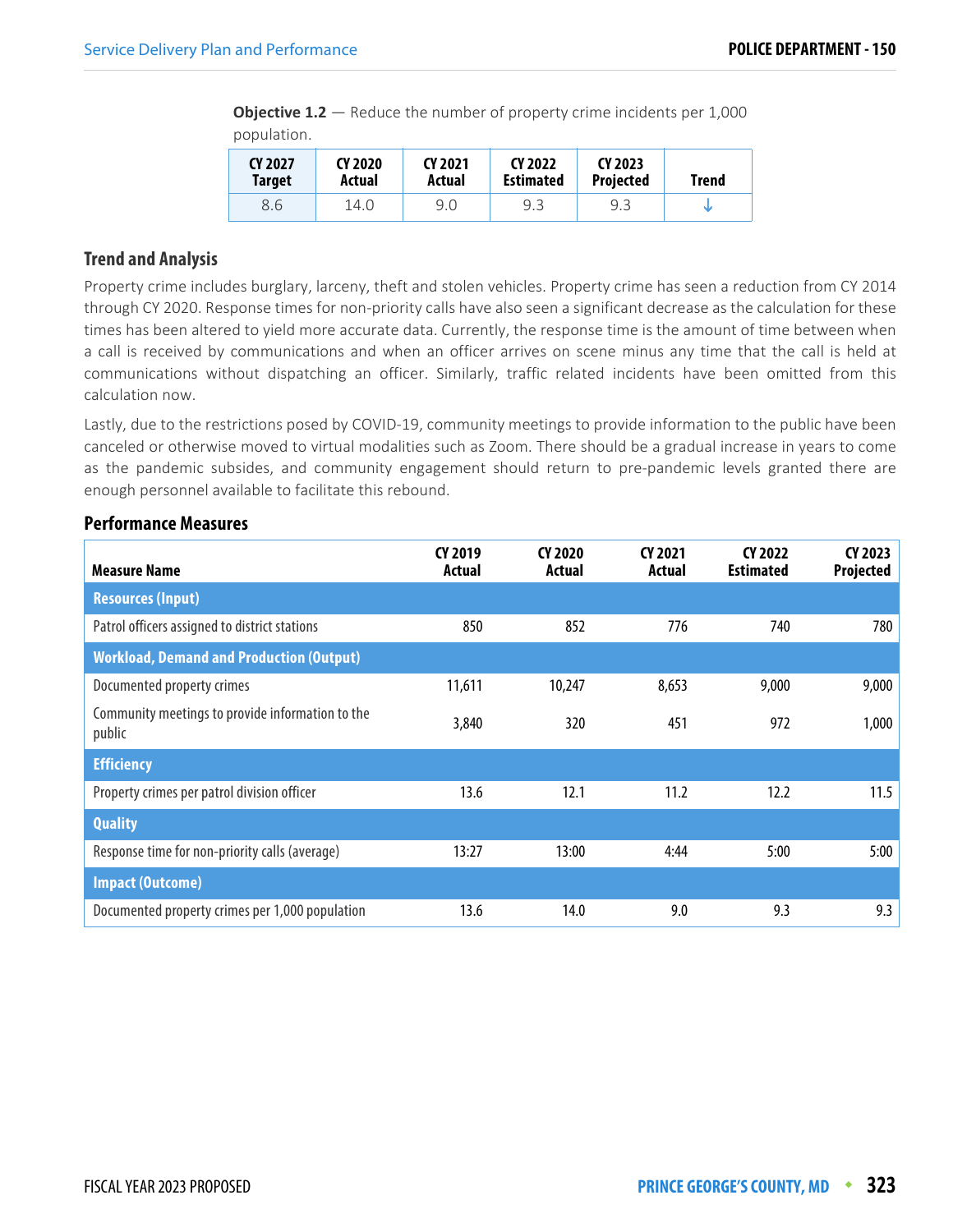**Objective 1.2** — Reduce the number of property crime incidents per 1,000 population.

| CY 2027 Target | CY 2020 Actual | CY 2021 Actual | CY 2022 Estimated | CY 2023 Projected | Trend |
|---|---|---|---|---|---|
| 8.6 | 14.0 | 9.0 | 9.3 | 9.3 | ↓ |

### Trend and Analysis

Property crime includes burglary, larceny, theft and stolen vehicles. Property crime has seen a reduction from CY 2014 through CY 2020. Response times for non-priority calls have also seen a significant decrease as the calculation for these times has been altered to yield more accurate data. Currently, the response time is the amount of time between when a call is received by communications and when an officer arrives on scene minus any time that the call is held at communications without dispatching an officer. Similarly, traffic related incidents have been omitted from this calculation now.

Lastly, due to the restrictions posed by COVID-19, community meetings to provide information to the public have been canceled or otherwise moved to virtual modalities such as Zoom. There should be a gradual increase in years to come as the pandemic subsides, and community engagement should return to pre-pandemic levels granted there are enough personnel available to facilitate this rebound.

### Performance Measures

| Measure Name | CY 2019 Actual | CY 2020 Actual | CY 2021 Actual | CY 2022 Estimated | CY 2023 Projected |
|---|---|---|---|---|---|
| **Resources (Input)** | | | | | |
| Patrol officers assigned to district stations | 850 | 852 | 776 | 740 | 780 |
| **Workload, Demand and Production (Output)** | | | | | |
| Documented property crimes | 11,611 | 10,247 | 8,653 | 9,000 | 9,000 |
| Community meetings to provide information to the public | 3,840 | 320 | 451 | 972 | 1,000 |
| **Efficiency** | | | | | |
| Property crimes per patrol division officer | 13.6 | 12.1 | 11.2 | 12.2 | 11.5 |
| **Quality** | | | | | |
| Response time for non-priority calls (average) | 13:27 | 13:00 | 4:44 | 5:00 | 5:00 |
| **Impact (Outcome)** | | | | | |
| Documented property crimes per 1,000 population | 13.6 | 14.0 | 9.0 | 9.3 | 9.3 |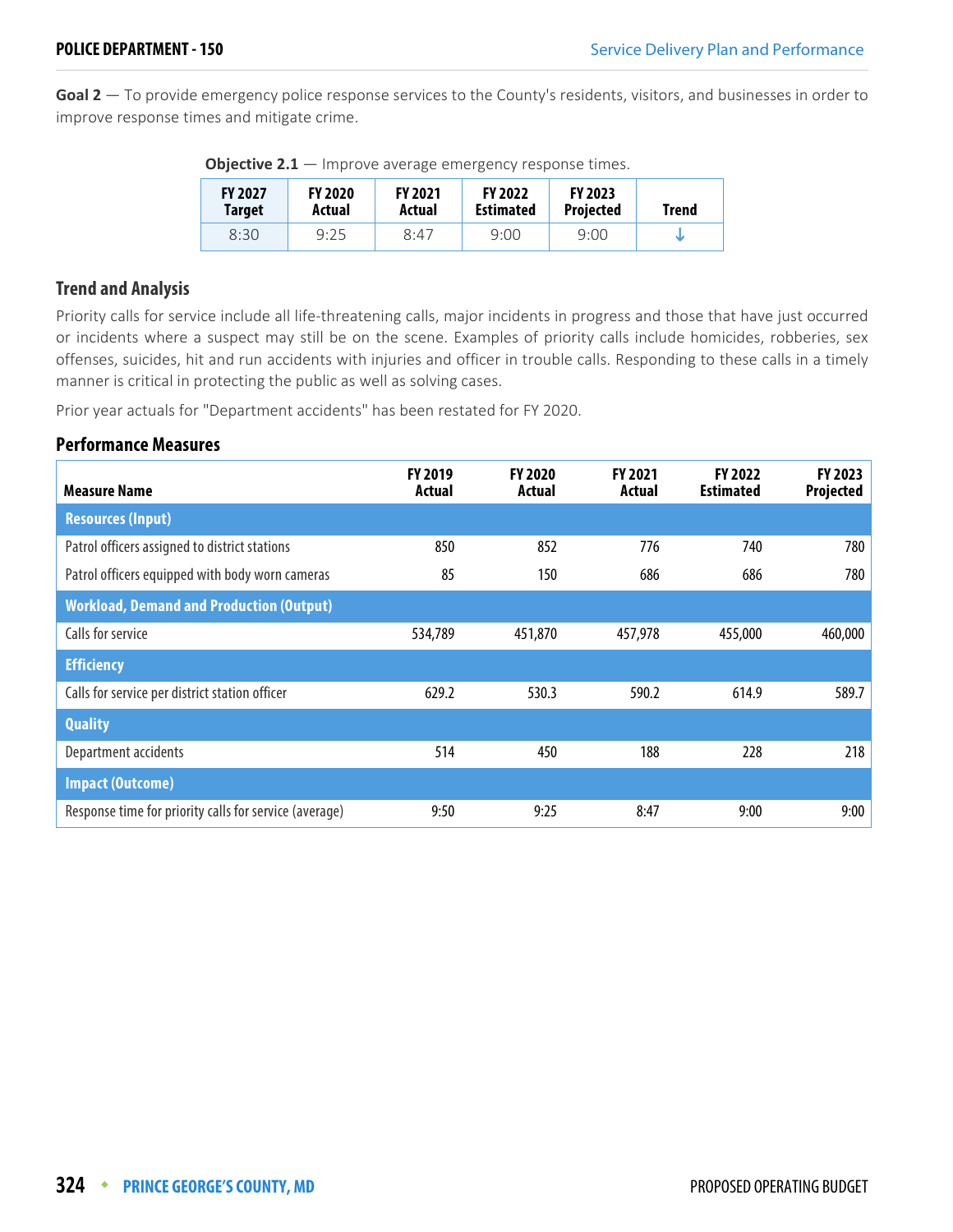**Goal 2** — To provide emergency police response services to the County's residents, visitors, and businesses in order to improve response times and mitigate crime.

**Objective 2.1** — Improve average emergency response times.

| FY 2027 Target | FY 2020 Actual | FY 2021 Actual | FY 2022 Estimated | FY 2023 Projected | Trend |
|---|---|---|---|---|---|
| 8:30 | 9:25 | 8:47 | 9:00 | 9:00 | ↓ |

## Trend and Analysis

Priority calls for service include all life-threatening calls, major incidents in progress and those that have just occurred or incidents where a suspect may still be on the scene. Examples of priority calls include homicides, robberies, sex offenses, suicides, hit and run accidents with injuries and officer in trouble calls. Responding to these calls in a timely manner is critical in protecting the public as well as solving cases.

Prior year actuals for "Department accidents" has been restated for FY 2020.

## Performance Measures

| Measure Name | FY 2019 Actual | FY 2020 Actual | FY 2021 Actual | FY 2022 Estimated | FY 2023 Projected |
|---|---|---|---|---|---|
| **Resources (Input)** | | | | | |
| Patrol officers assigned to district stations | 850 | 852 | 776 | 740 | 780 |
| Patrol officers equipped with body worn cameras | 85 | 150 | 686 | 686 | 780 |
| **Workload, Demand and Production (Output)** | | | | | |
| Calls for service | 534,789 | 451,870 | 457,978 | 455,000 | 460,000 |
| **Efficiency** | | | | | |
| Calls for service per district station officer | 629.2 | 530.3 | 590.2 | 614.9 | 589.7 |
| **Quality** | | | | | |
| Department accidents | 514 | 450 | 188 | 228 | 218 |
| **Impact (Outcome)** | | | | | |
| Response time for priority calls for service (average) | 9:50 | 9:25 | 8:47 | 9:00 | 9:00 |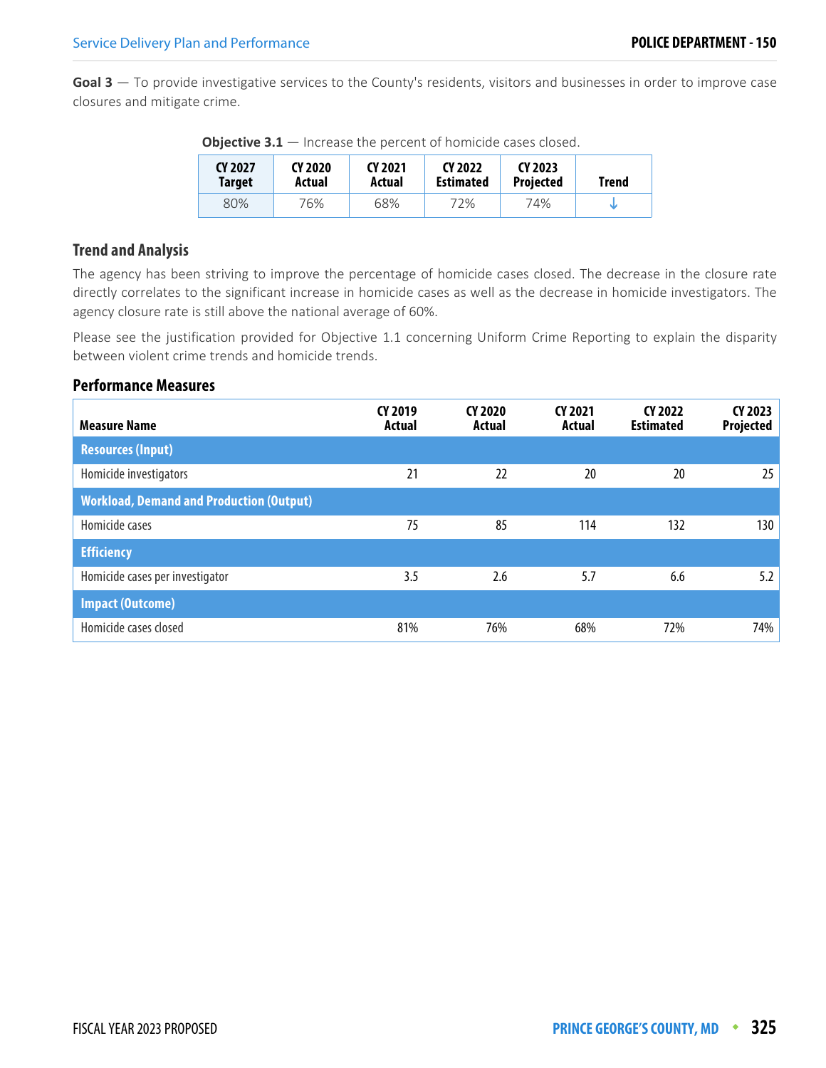**Goal 3** — To provide investigative services to the County's residents, visitors and businesses in order to improve case closures and mitigate crime.

**Objective 3.1** — Increase the percent of homicide cases closed.

| CY 2027 Target | CY 2020 Actual | CY 2021 Actual | CY 2022 Estimated | CY 2023 Projected | Trend |
|---|---|---|---|---|---|
| 80% | 76% | 68% | 72% | 74% | ↓ |

### Trend and Analysis

The agency has been striving to improve the percentage of homicide cases closed. The decrease in the closure rate directly correlates to the significant increase in homicide cases as well as the decrease in homicide investigators. The agency closure rate is still above the national average of 60%.

Please see the justification provided for Objective 1.1 concerning Uniform Crime Reporting to explain the disparity between violent crime trends and homicide trends.

### Performance Measures

| Measure Name | CY 2019 Actual | CY 2020 Actual | CY 2021 Actual | CY 2022 Estimated | CY 2023 Projected |
|---|---|---|---|---|---|
| **Resources (Input)** | | | | | |
| Homicide investigators | 21 | 22 | 20 | 20 | 25 |
| **Workload, Demand and Production (Output)** | | | | | |
| Homicide cases | 75 | 85 | 114 | 132 | 130 |
| **Efficiency** | | | | | |
| Homicide cases per investigator | 3.5 | 2.6 | 5.7 | 6.6 | 5.2 |
| **Impact (Outcome)** | | | | | |
| Homicide cases closed | 81% | 76% | 68% | 72% | 74% |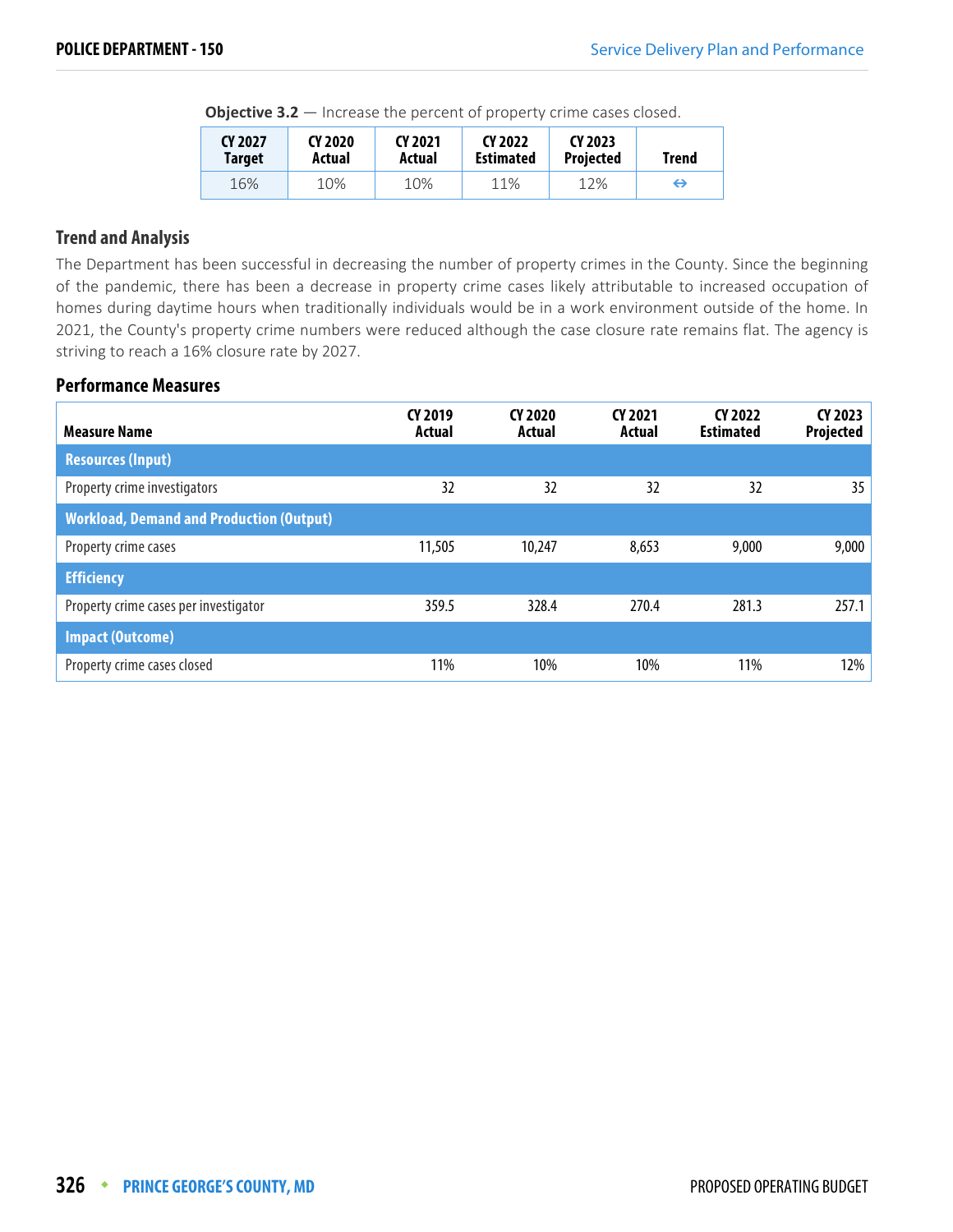**Objective 3.2** — Increase the percent of property crime cases closed.

| CY 2027 Target | CY 2020 Actual | CY 2021 Actual | CY 2022 Estimated | CY 2023 Projected | Trend |
|---|---|---|---|---|---|
| 16% | 10% | 10% | 11% | 12% | ⇔ |

### Trend and Analysis

The Department has been successful in decreasing the number of property crimes in the County. Since the beginning of the pandemic, there has been a decrease in property crime cases likely attributable to increased occupation of homes during daytime hours when traditionally individuals would be in a work environment outside of the home. In 2021, the County's property crime numbers were reduced although the case closure rate remains flat. The agency is striving to reach a 16% closure rate by 2027.

### Performance Measures

| Measure Name | CY 2019 Actual | CY 2020 Actual | CY 2021 Actual | CY 2022 Estimated | CY 2023 Projected |
|---|---|---|---|---|---|
| **Resources (Input)** | | | | | |
| Property crime investigators | 32 | 32 | 32 | 32 | 35 |
| **Workload, Demand and Production (Output)** | | | | | |
| Property crime cases | 11,505 | 10,247 | 8,653 | 9,000 | 9,000 |
| **Efficiency** | | | | | |
| Property crime cases per investigator | 359.5 | 328.4 | 270.4 | 281.3 | 257.1 |
| **Impact (Outcome)** | | | | | |
| Property crime cases closed | 11% | 10% | 10% | 11% | 12% |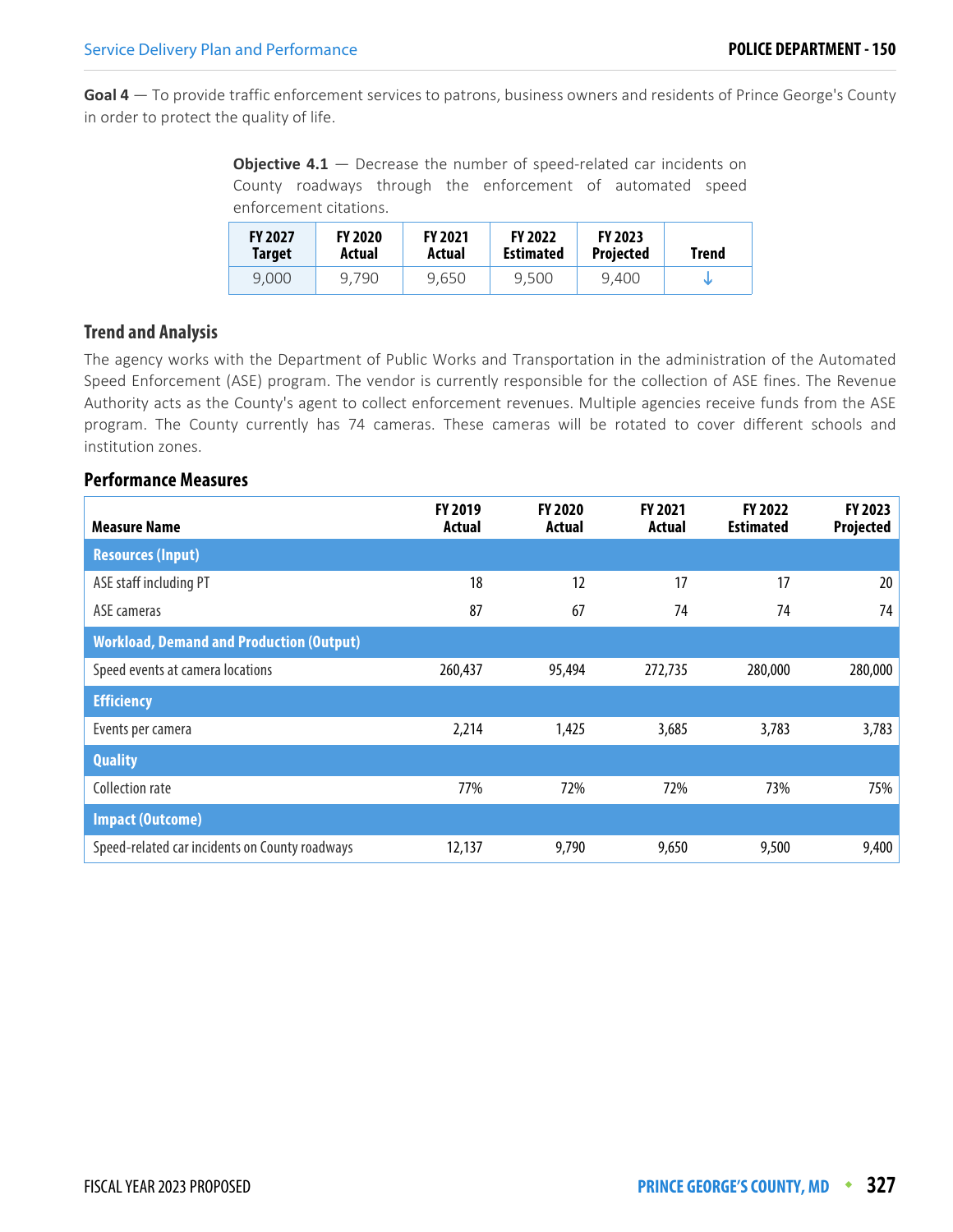**Goal 4** — To provide traffic enforcement services to patrons, business owners and residents of Prince George's County in order to protect the quality of life.

**Objective 4.1** — Decrease the number of speed-related car incidents on County roadways through the enforcement of automated speed enforcement citations.

| FY 2027 Target | FY 2020 Actual | FY 2021 Actual | FY 2022 Estimated | FY 2023 Projected | Trend |
|---|---|---|---|---|---|
| 9,000 | 9,790 | 9,650 | 9,500 | 9,400 | ↓ |

## Trend and Analysis

The agency works with the Department of Public Works and Transportation in the administration of the Automated Speed Enforcement (ASE) program. The vendor is currently responsible for the collection of ASE fines. The Revenue Authority acts as the County's agent to collect enforcement revenues. Multiple agencies receive funds from the ASE program. The County currently has 74 cameras. These cameras will be rotated to cover different schools and institution zones.

## Performance Measures

| Measure Name | FY 2019 Actual | FY 2020 Actual | FY 2021 Actual | FY 2022 Estimated | FY 2023 Projected |
|---|---|---|---|---|---|
| **Resources (Input)** | | | | | |
| ASE staff including PT | 18 | 12 | 17 | 17 | 20 |
| ASE cameras | 87 | 67 | 74 | 74 | 74 |
| **Workload, Demand and Production (Output)** | | | | | |
| Speed events at camera locations | 260,437 | 95,494 | 272,735 | 280,000 | 280,000 |
| **Efficiency** | | | | | |
| Events per camera | 2,214 | 1,425 | 3,685 | 3,783 | 3,783 |
| **Quality** | | | | | |
| Collection rate | 77% | 72% | 72% | 73% | 75% |
| **Impact (Outcome)** | | | | | |
| Speed-related car incidents on County roadways | 12,137 | 9,790 | 9,650 | 9,500 | 9,400 |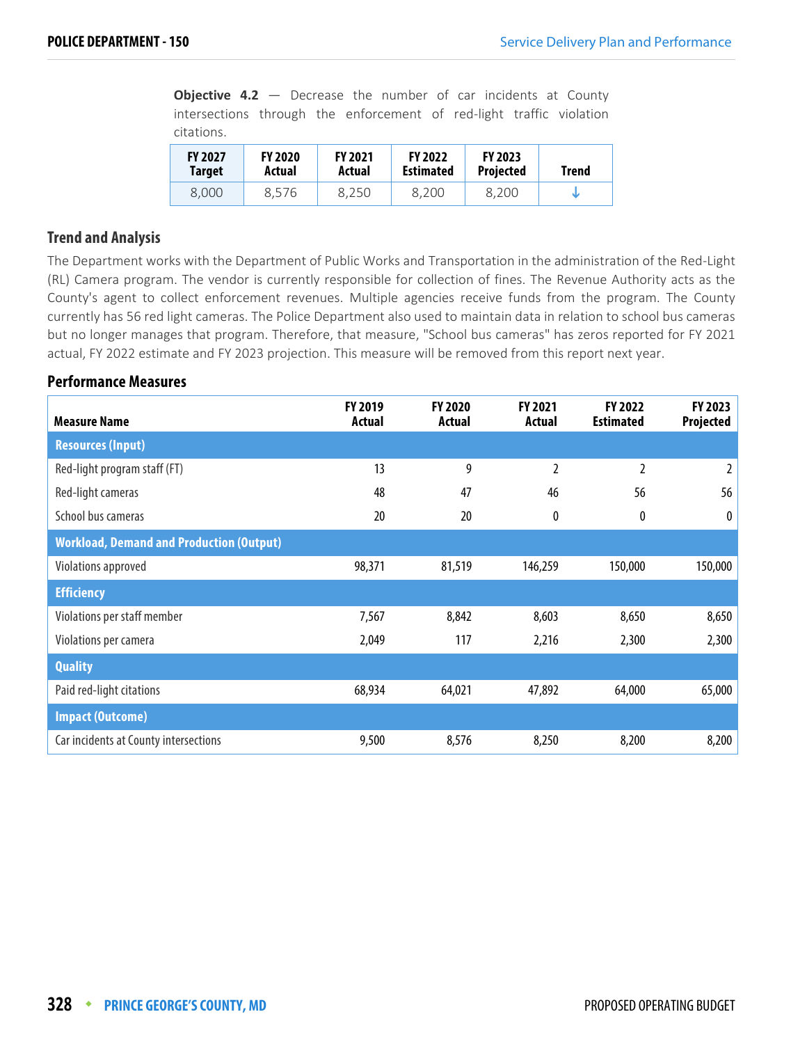**Objective 4.2** — Decrease the number of car incidents at County intersections through the enforcement of red-light traffic violation citations.

| FY 2027 Target | FY 2020 Actual | FY 2021 Actual | FY 2022 Estimated | FY 2023 Projected | Trend |
|---|---|---|---|---|---|
| 8,000 | 8,576 | 8,250 | 8,200 | 8,200 | ↓ |

## Trend and Analysis

The Department works with the Department of Public Works and Transportation in the administration of the Red-Light (RL) Camera program. The vendor is currently responsible for collection of fines. The Revenue Authority acts as the County's agent to collect enforcement revenues. Multiple agencies receive funds from the program. The County currently has 56 red light cameras. The Police Department also used to maintain data in relation to school bus cameras but no longer manages that program. Therefore, that measure, "School bus cameras" has zeros reported for FY 2021 actual, FY 2022 estimate and FY 2023 projection. This measure will be removed from this report next year.

## Performance Measures

| Measure Name | FY 2019 Actual | FY 2020 Actual | FY 2021 Actual | FY 2022 Estimated | FY 2023 Projected |
|---|---|---|---|---|---|
| **Resources (Input)** | | | | | |
| Red-light program staff (FT) | 13 | 9 | 2 | 2 | 2 |
| Red-light cameras | 48 | 47 | 46 | 56 | 56 |
| School bus cameras | 20 | 20 | 0 | 0 | 0 |
| **Workload, Demand and Production (Output)** | | | | | |
| Violations approved | 98,371 | 81,519 | 146,259 | 150,000 | 150,000 |
| **Efficiency** | | | | | |
| Violations per staff member | 7,567 | 8,842 | 8,603 | 8,650 | 8,650 |
| Violations per camera | 2,049 | 117 | 2,216 | 2,300 | 2,300 |
| **Quality** | | | | | |
| Paid red-light citations | 68,934 | 64,021 | 47,892 | 64,000 | 65,000 |
| **Impact (Outcome)** | | | | | |
| Car incidents at County intersections | 9,500 | 8,576 | 8,250 | 8,200 | 8,200 |